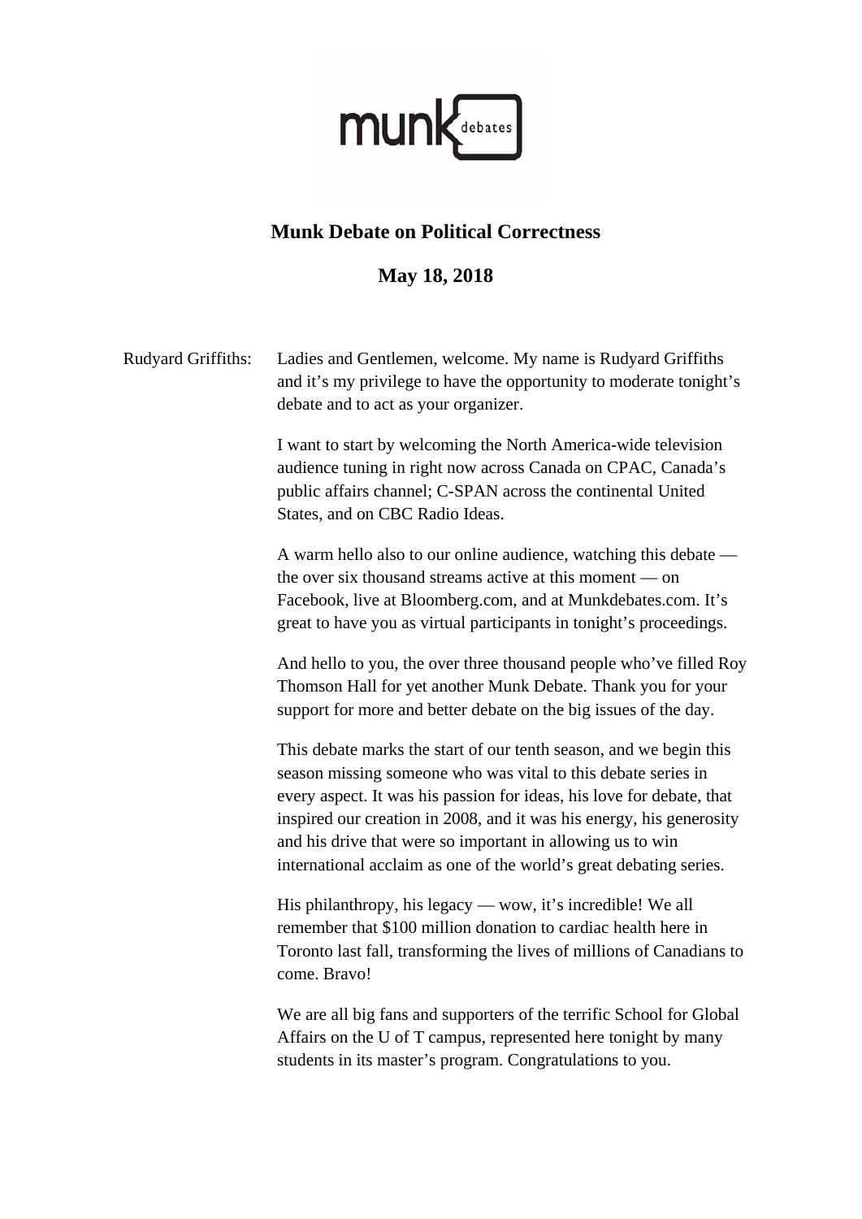munk debates

# Munk Debate on Political Correctness

## May 18, 2018

**Rudyard Griffiths:** Ladies and Gentlemen, welcome. My name is Rudyard Griffiths and it's my privilege to have the opportunity to moderate tonight's debate and to act as your organizer.

I want to start by welcoming the North America-wide television audience tuning in right now across Canada on CPAC, Canada's public affairs channel; C-SPAN across the continental United States, and on CBC Radio Ideas.

A warm hello also to our online audience, watching this debate — the over six thousand streams active at this moment — on Facebook, live at Bloomberg.com, and at Munkdebates.com. It's great to have you as virtual participants in tonight's proceedings.

And hello to you, the over three thousand people who've filled Roy Thomson Hall for yet another Munk Debate. Thank you for your support for more and better debate on the big issues of the day.

This debate marks the start of our tenth season, and we begin this season missing someone who was vital to this debate series in every aspect. It was his passion for ideas, his love for debate, that inspired our creation in 2008, and it was his energy, his generosity and his drive that were so important in allowing us to win international acclaim as one of the world's great debating series.

His philanthropy, his legacy — wow, it's incredible! We all remember that $100 million donation to cardiac health here in Toronto last fall, transforming the lives of millions of Canadians to come. Bravo!

We are all big fans and supporters of the terrific School for Global Affairs on the U of T campus, represented here tonight by many students in its master's program. Congratulations to you.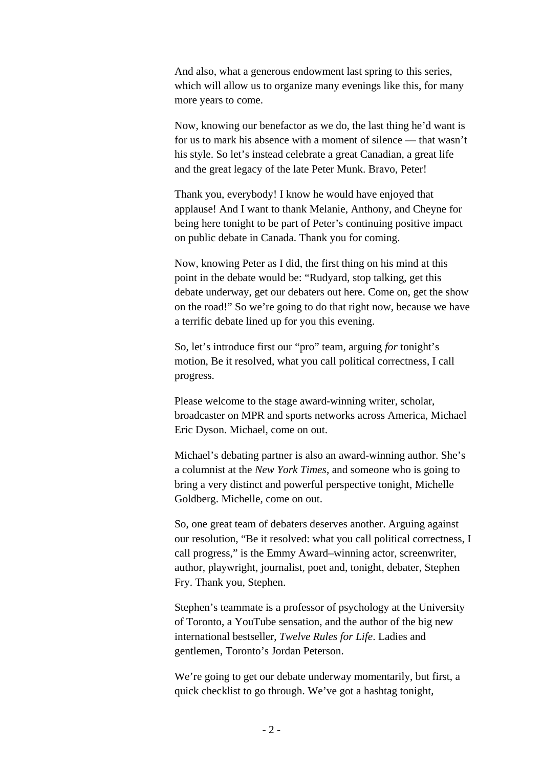And also, what a generous endowment last spring to this series, which will allow us to organize many evenings like this, for many more years to come.

Now, knowing our benefactor as we do, the last thing he'd want is for us to mark his absence with a moment of silence — that wasn't his style. So let's instead celebrate a great Canadian, a great life and the great legacy of the late Peter Munk. Bravo, Peter!

Thank you, everybody! I know he would have enjoyed that applause! And I want to thank Melanie, Anthony, and Cheyne for being here tonight to be part of Peter's continuing positive impact on public debate in Canada. Thank you for coming.

Now, knowing Peter as I did, the first thing on his mind at this point in the debate would be: "Rudyard, stop talking, get this debate underway, get our debaters out here. Come on, get the show on the road!" So we're going to do that right now, because we have a terrific debate lined up for you this evening.

So, let's introduce first our "pro" team, arguing *for* tonight's motion, Be it resolved, what you call political correctness, I call progress.

Please welcome to the stage award-winning writer, scholar, broadcaster on MPR and sports networks across America, Michael Eric Dyson. Michael, come on out.

Michael's debating partner is also an award-winning author. She's a columnist at the *New York Times*, and someone who is going to bring a very distinct and powerful perspective tonight, Michelle Goldberg. Michelle, come on out.

So, one great team of debaters deserves another. Arguing against our resolution, "Be it resolved: what you call political correctness, I call progress," is the Emmy Award–winning actor, screenwriter, author, playwright, journalist, poet and, tonight, debater, Stephen Fry. Thank you, Stephen.

Stephen's teammate is a professor of psychology at the University of Toronto, a YouTube sensation, and the author of the big new international bestseller, *Twelve Rules for Life*. Ladies and gentlemen, Toronto's Jordan Peterson.

We're going to get our debate underway momentarily, but first, a quick checklist to go through. We've got a hashtag tonight,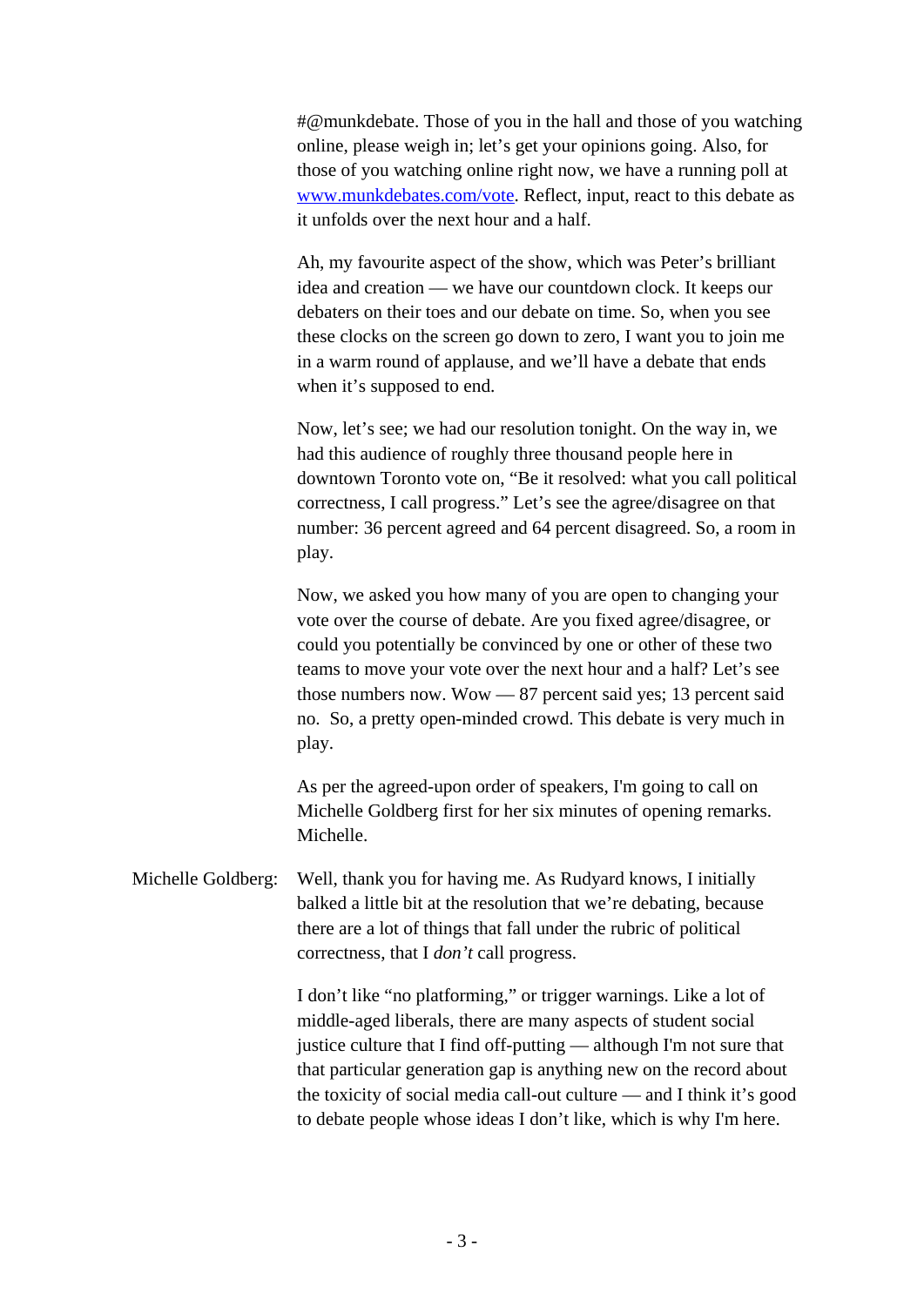#@munkdebate. Those of you in the hall and those of you watching online, please weigh in; let's get your opinions going. Also, for those of you watching online right now, we have a running poll at [www.munkdebates.com/vote](www.munkdebates.com/vote). Reflect, input, react to this debate as it unfolds over the next hour and a half.

Ah, my favourite aspect of the show, which was Peter's brilliant idea and creation — we have our countdown clock. It keeps our debaters on their toes and our debate on time. So, when you see these clocks on the screen go down to zero, I want you to join me in a warm round of applause, and we'll have a debate that ends when it's supposed to end.

Now, let's see; we had our resolution tonight. On the way in, we had this audience of roughly three thousand people here in downtown Toronto vote on, "Be it resolved: what you call political correctness, I call progress." Let's see the agree/disagree on that number: 36 percent agreed and 64 percent disagreed. So, a room in play.

Now, we asked you how many of you are open to changing your vote over the course of debate. Are you fixed agree/disagree, or could you potentially be convinced by one or other of these two teams to move your vote over the next hour and a half? Let's see those numbers now. Wow — 87 percent said yes; 13 percent said no. So, a pretty open-minded crowd. This debate is very much in play.

As per the agreed-upon order of speakers, I'm going to call on Michelle Goldberg first for her six minutes of opening remarks. Michelle.

Michelle Goldberg: Well, thank you for having me. As Rudyard knows, I initially balked a little bit at the resolution that we're debating, because there are a lot of things that fall under the rubric of political correctness, that I *don't* call progress.

I don't like "no platforming," or trigger warnings. Like a lot of middle-aged liberals, there are many aspects of student social justice culture that I find off-putting — although I'm not sure that that particular generation gap is anything new on the record about the toxicity of social media call-out culture — and I think it's good to debate people whose ideas I don't like, which is why I'm here.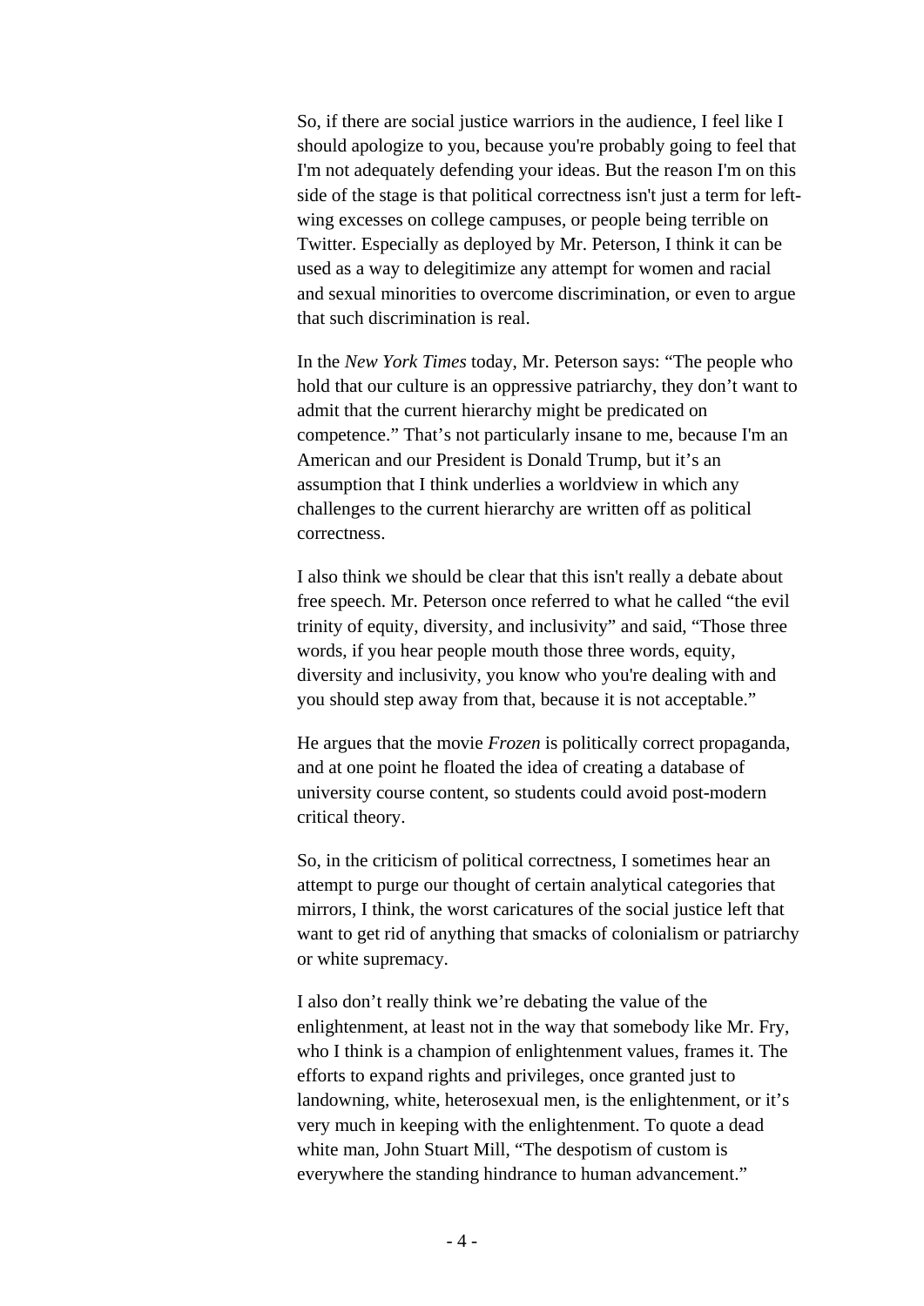So, if there are social justice warriors in the audience, I feel like I should apologize to you, because you're probably going to feel that I'm not adequately defending your ideas. But the reason I'm on this side of the stage is that political correctness isn't just a term for left-wing excesses on college campuses, or people being terrible on Twitter. Especially as deployed by Mr. Peterson, I think it can be used as a way to delegitimize any attempt for women and racial and sexual minorities to overcome discrimination, or even to argue that such discrimination is real.

In the *New York Times* today, Mr. Peterson says: "The people who hold that our culture is an oppressive patriarchy, they don't want to admit that the current hierarchy might be predicated on competence." That's not particularly insane to me, because I'm an American and our President is Donald Trump, but it's an assumption that I think underlies a worldview in which any challenges to the current hierarchy are written off as political correctness.

I also think we should be clear that this isn't really a debate about free speech. Mr. Peterson once referred to what he called "the evil trinity of equity, diversity, and inclusivity" and said, "Those three words, if you hear people mouth those three words, equity, diversity and inclusivity, you know who you're dealing with and you should step away from that, because it is not acceptable."

He argues that the movie *Frozen* is politically correct propaganda, and at one point he floated the idea of creating a database of university course content, so students could avoid post-modern critical theory.

So, in the criticism of political correctness, I sometimes hear an attempt to purge our thought of certain analytical categories that mirrors, I think, the worst caricatures of the social justice left that want to get rid of anything that smacks of colonialism or patriarchy or white supremacy.

I also don't really think we're debating the value of the enlightenment, at least not in the way that somebody like Mr. Fry, who I think is a champion of enlightenment values, frames it. The efforts to expand rights and privileges, once granted just to landowning, white, heterosexual men, is the enlightenment, or it's very much in keeping with the enlightenment. To quote a dead white man, John Stuart Mill, "The despotism of custom is everywhere the standing hindrance to human advancement."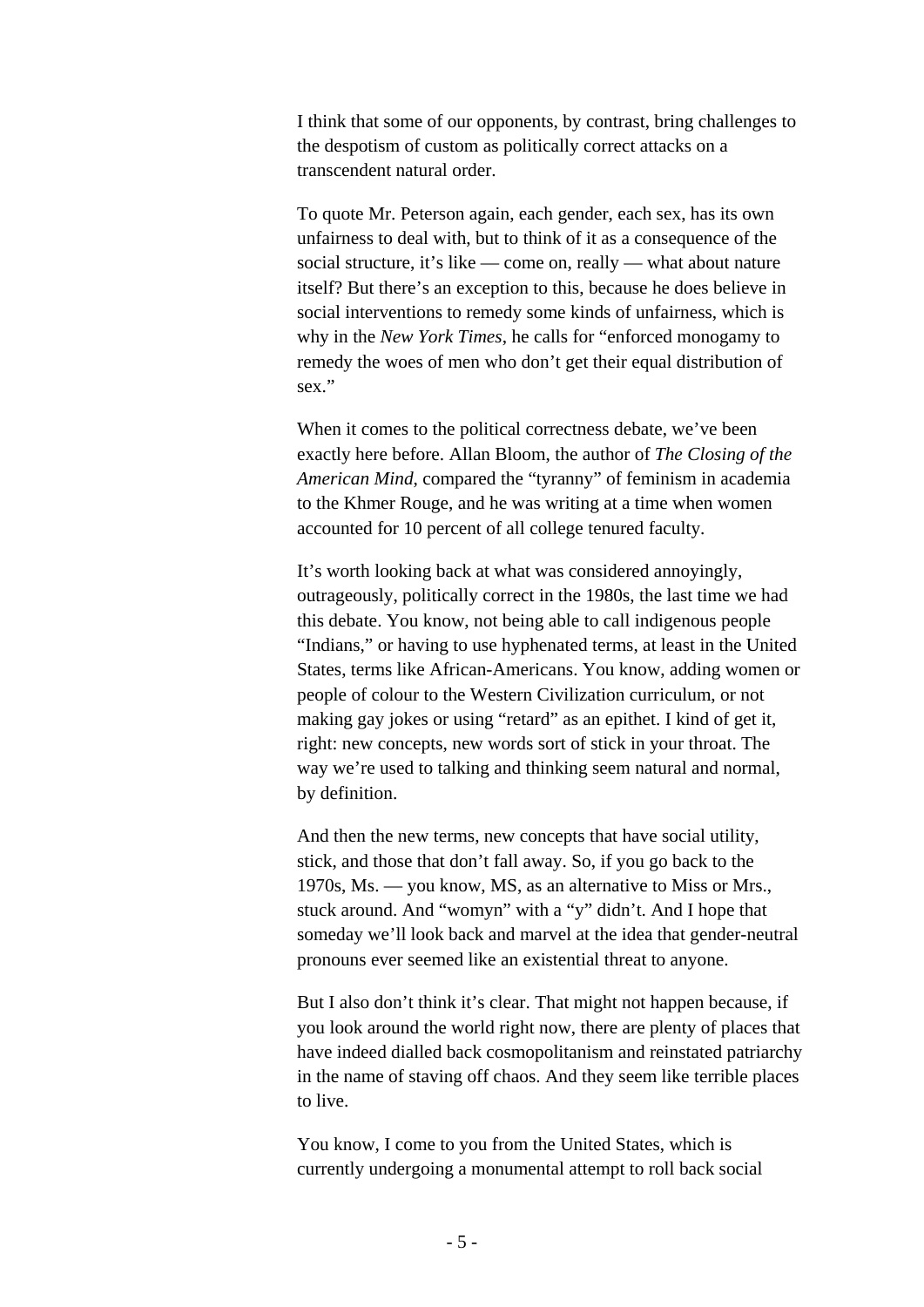I think that some of our opponents, by contrast, bring challenges to the despotism of custom as politically correct attacks on a transcendent natural order.

To quote Mr. Peterson again, each gender, each sex, has its own unfairness to deal with, but to think of it as a consequence of the social structure, it's like — come on, really — what about nature itself? But there's an exception to this, because he does believe in social interventions to remedy some kinds of unfairness, which is why in the *New York Times*, he calls for "enforced monogamy to remedy the woes of men who don't get their equal distribution of sex."

When it comes to the political correctness debate, we've been exactly here before. Allan Bloom, the author of *The Closing of the American Mind*, compared the "tyranny" of feminism in academia to the Khmer Rouge, and he was writing at a time when women accounted for 10 percent of all college tenured faculty.

It's worth looking back at what was considered annoyingly, outrageously, politically correct in the 1980s, the last time we had this debate. You know, not being able to call indigenous people "Indians," or having to use hyphenated terms, at least in the United States, terms like African-Americans. You know, adding women or people of colour to the Western Civilization curriculum, or not making gay jokes or using "retard" as an epithet. I kind of get it, right: new concepts, new words sort of stick in your throat. The way we're used to talking and thinking seem natural and normal, by definition.

And then the new terms, new concepts that have social utility, stick, and those that don't fall away. So, if you go back to the 1970s, Ms. — you know, MS, as an alternative to Miss or Mrs., stuck around. And "womyn" with a "y" didn't. And I hope that someday we'll look back and marvel at the idea that gender-neutral pronouns ever seemed like an existential threat to anyone.

But I also don't think it's clear. That might not happen because, if you look around the world right now, there are plenty of places that have indeed dialled back cosmopolitanism and reinstated patriarchy in the name of staving off chaos. And they seem like terrible places to live.

You know, I come to you from the United States, which is currently undergoing a monumental attempt to roll back social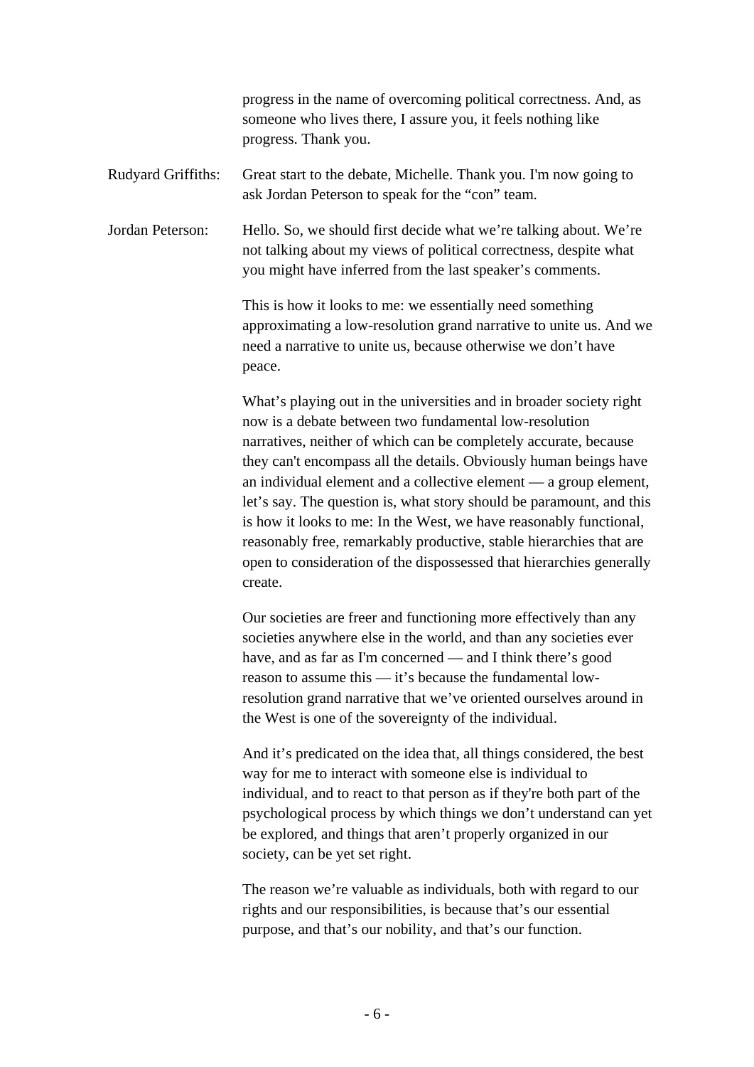progress in the name of overcoming political correctness. And, as someone who lives there, I assure you, it feels nothing like progress. Thank you.

Rudyard Griffiths: Great start to the debate, Michelle. Thank you. I'm now going to ask Jordan Peterson to speak for the "con" team.

Jordan Peterson: Hello. So, we should first decide what we're talking about. We're not talking about my views of political correctness, despite what you might have inferred from the last speaker's comments.

This is how it looks to me: we essentially need something approximating a low-resolution grand narrative to unite us. And we need a narrative to unite us, because otherwise we don't have peace.

What's playing out in the universities and in broader society right now is a debate between two fundamental low-resolution narratives, neither of which can be completely accurate, because they can't encompass all the details. Obviously human beings have an individual element and a collective element — a group element, let's say. The question is, what story should be paramount, and this is how it looks to me: In the West, we have reasonably functional, reasonably free, remarkably productive, stable hierarchies that are open to consideration of the dispossessed that hierarchies generally create.

Our societies are freer and functioning more effectively than any societies anywhere else in the world, and than any societies ever have, and as far as I'm concerned — and I think there's good reason to assume this — it's because the fundamental low-resolution grand narrative that we've oriented ourselves around in the West is one of the sovereignty of the individual.

And it's predicated on the idea that, all things considered, the best way for me to interact with someone else is individual to individual, and to react to that person as if they're both part of the psychological process by which things we don't understand can yet be explored, and things that aren't properly organized in our society, can be yet set right.

The reason we're valuable as individuals, both with regard to our rights and our responsibilities, is because that's our essential purpose, and that's our nobility, and that's our function.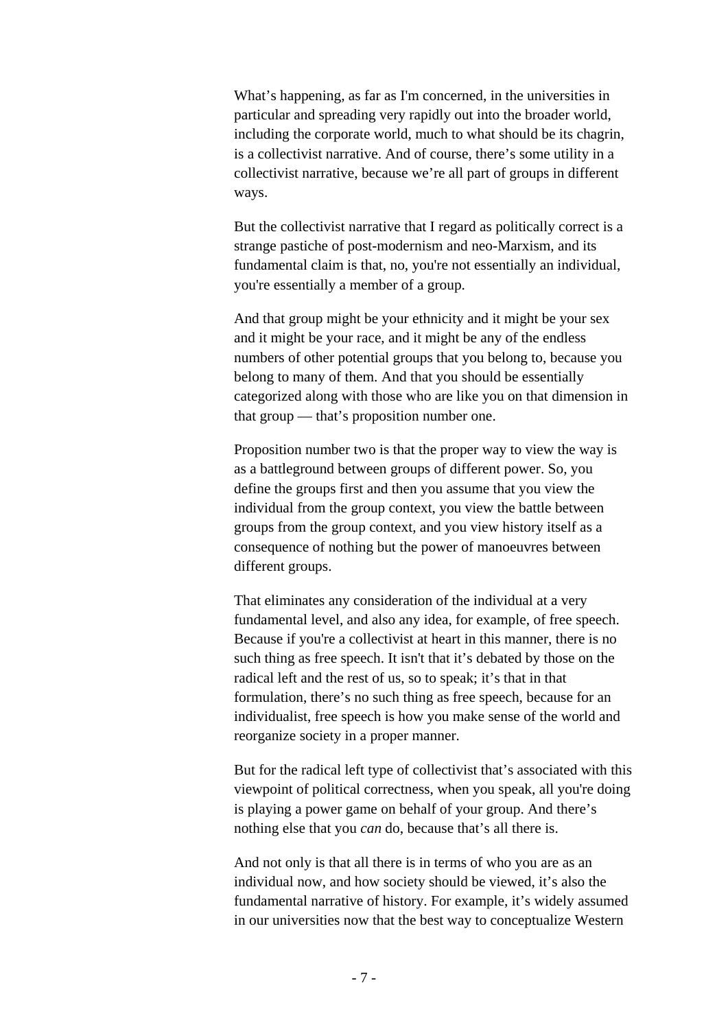What's happening, as far as I'm concerned, in the universities in particular and spreading very rapidly out into the broader world, including the corporate world, much to what should be its chagrin, is a collectivist narrative. And of course, there's some utility in a collectivist narrative, because we're all part of groups in different ways.

But the collectivist narrative that I regard as politically correct is a strange pastiche of post-modernism and neo-Marxism, and its fundamental claim is that, no, you're not essentially an individual, you're essentially a member of a group.

And that group might be your ethnicity and it might be your sex and it might be your race, and it might be any of the endless numbers of other potential groups that you belong to, because you belong to many of them. And that you should be essentially categorized along with those who are like you on that dimension in that group — that's proposition number one.

Proposition number two is that the proper way to view the way is as a battleground between groups of different power. So, you define the groups first and then you assume that you view the individual from the group context, you view the battle between groups from the group context, and you view history itself as a consequence of nothing but the power of manoeuvres between different groups.

That eliminates any consideration of the individual at a very fundamental level, and also any idea, for example, of free speech. Because if you're a collectivist at heart in this manner, there is no such thing as free speech. It isn't that it's debated by those on the radical left and the rest of us, so to speak; it's that in that formulation, there's no such thing as free speech, because for an individualist, free speech is how you make sense of the world and reorganize society in a proper manner.

But for the radical left type of collectivist that's associated with this viewpoint of political correctness, when you speak, all you're doing is playing a power game on behalf of your group. And there's nothing else that you *can* do, because that's all there is.

And not only is that all there is in terms of who you are as an individual now, and how society should be viewed, it's also the fundamental narrative of history. For example, it's widely assumed in our universities now that the best way to conceptualize Western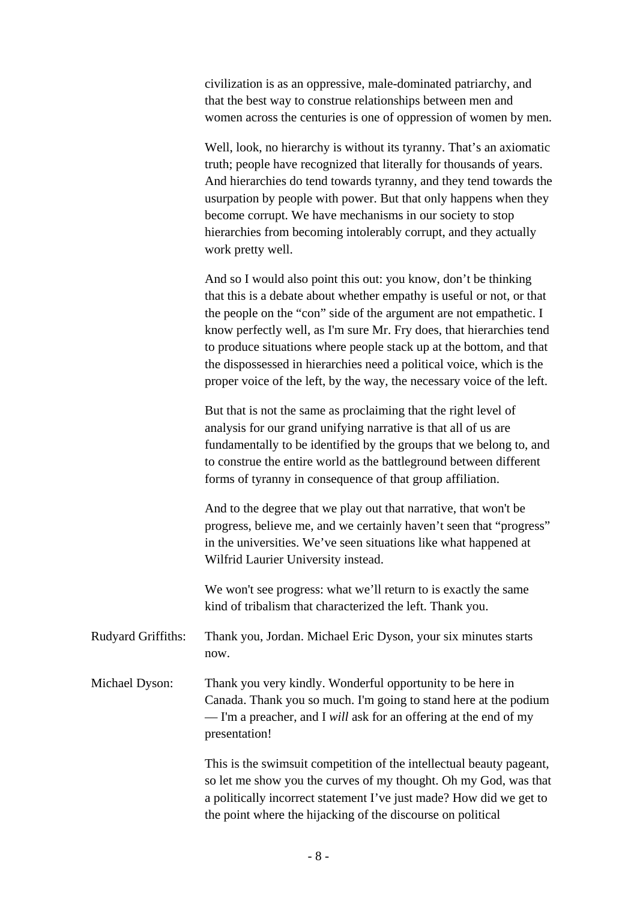civilization is as an oppressive, male-dominated patriarchy, and that the best way to construe relationships between men and women across the centuries is one of oppression of women by men.

Well, look, no hierarchy is without its tyranny. That's an axiomatic truth; people have recognized that literally for thousands of years. And hierarchies do tend towards tyranny, and they tend towards the usurpation by people with power. But that only happens when they become corrupt. We have mechanisms in our society to stop hierarchies from becoming intolerably corrupt, and they actually work pretty well.

And so I would also point this out: you know, don't be thinking that this is a debate about whether empathy is useful or not, or that the people on the "con" side of the argument are not empathetic. I know perfectly well, as I'm sure Mr. Fry does, that hierarchies tend to produce situations where people stack up at the bottom, and that the dispossessed in hierarchies need a political voice, which is the proper voice of the left, by the way, the necessary voice of the left.

But that is not the same as proclaiming that the right level of analysis for our grand unifying narrative is that all of us are fundamentally to be identified by the groups that we belong to, and to construe the entire world as the battleground between different forms of tyranny in consequence of that group affiliation.

And to the degree that we play out that narrative, that won't be progress, believe me, and we certainly haven't seen that "progress" in the universities. We've seen situations like what happened at Wilfrid Laurier University instead.

We won't see progress: what we'll return to is exactly the same kind of tribalism that characterized the left. Thank you.

Rudyard Griffiths: Thank you, Jordan. Michael Eric Dyson, your six minutes starts now.

Michael Dyson: Thank you very kindly. Wonderful opportunity to be here in Canada. Thank you so much. I'm going to stand here at the podium — I'm a preacher, and I *will* ask for an offering at the end of my presentation!

This is the swimsuit competition of the intellectual beauty pageant, so let me show you the curves of my thought. Oh my God, was that a politically incorrect statement I've just made? How did we get to the point where the hijacking of the discourse on political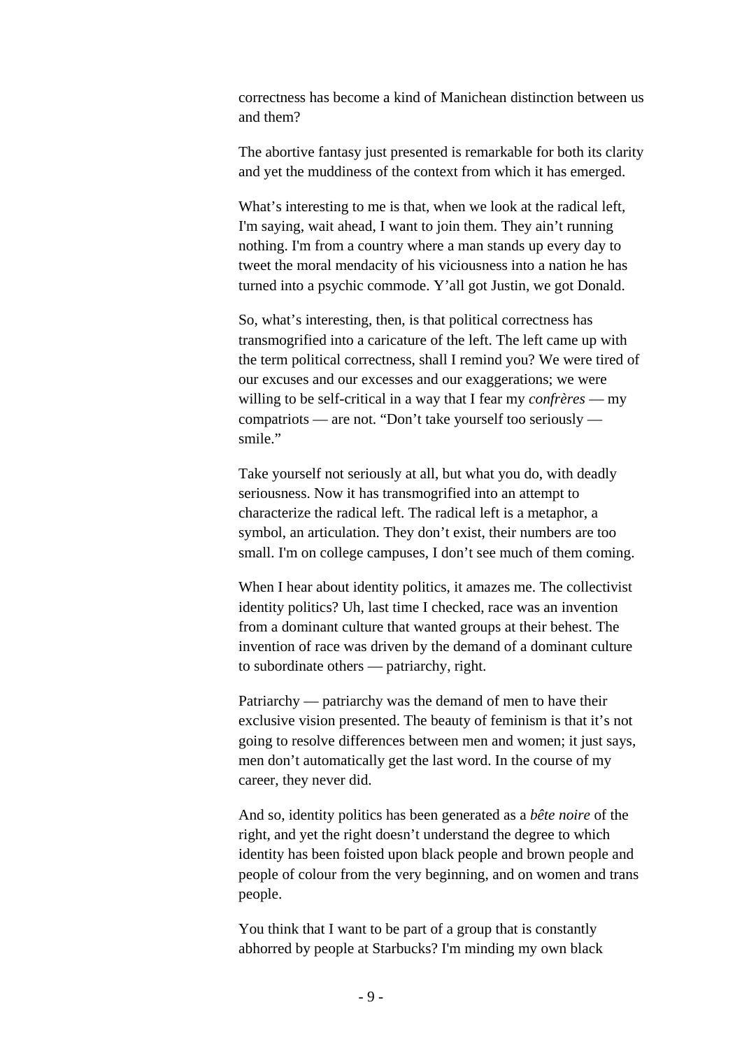correctness has become a kind of Manichean distinction between us and them?

The abortive fantasy just presented is remarkable for both its clarity and yet the muddiness of the context from which it has emerged.

What's interesting to me is that, when we look at the radical left, I'm saying, wait ahead, I want to join them. They ain't running nothing. I'm from a country where a man stands up every day to tweet the moral mendacity of his viciousness into a nation he has turned into a psychic commode. Y'all got Justin, we got Donald.

So, what's interesting, then, is that political correctness has transmogrified into a caricature of the left. The left came up with the term political correctness, shall I remind you? We were tired of our excuses and our excesses and our exaggerations; we were willing to be self-critical in a way that I fear my *confrères* — my compatriots — are not. "Don't take yourself too seriously — smile."

Take yourself not seriously at all, but what you do, with deadly seriousness. Now it has transmogrified into an attempt to characterize the radical left. The radical left is a metaphor, a symbol, an articulation. They don't exist, their numbers are too small. I'm on college campuses, I don't see much of them coming.

When I hear about identity politics, it amazes me. The collectivist identity politics? Uh, last time I checked, race was an invention from a dominant culture that wanted groups at their behest. The invention of race was driven by the demand of a dominant culture to subordinate others — patriarchy, right.

Patriarchy — patriarchy was the demand of men to have their exclusive vision presented. The beauty of feminism is that it's not going to resolve differences between men and women; it just says, men don't automatically get the last word. In the course of my career, they never did.

And so, identity politics has been generated as a *bête noire* of the right, and yet the right doesn't understand the degree to which identity has been foisted upon black people and brown people and people of colour from the very beginning, and on women and trans people.

You think that I want to be part of a group that is constantly abhorred by people at Starbucks? I'm minding my own black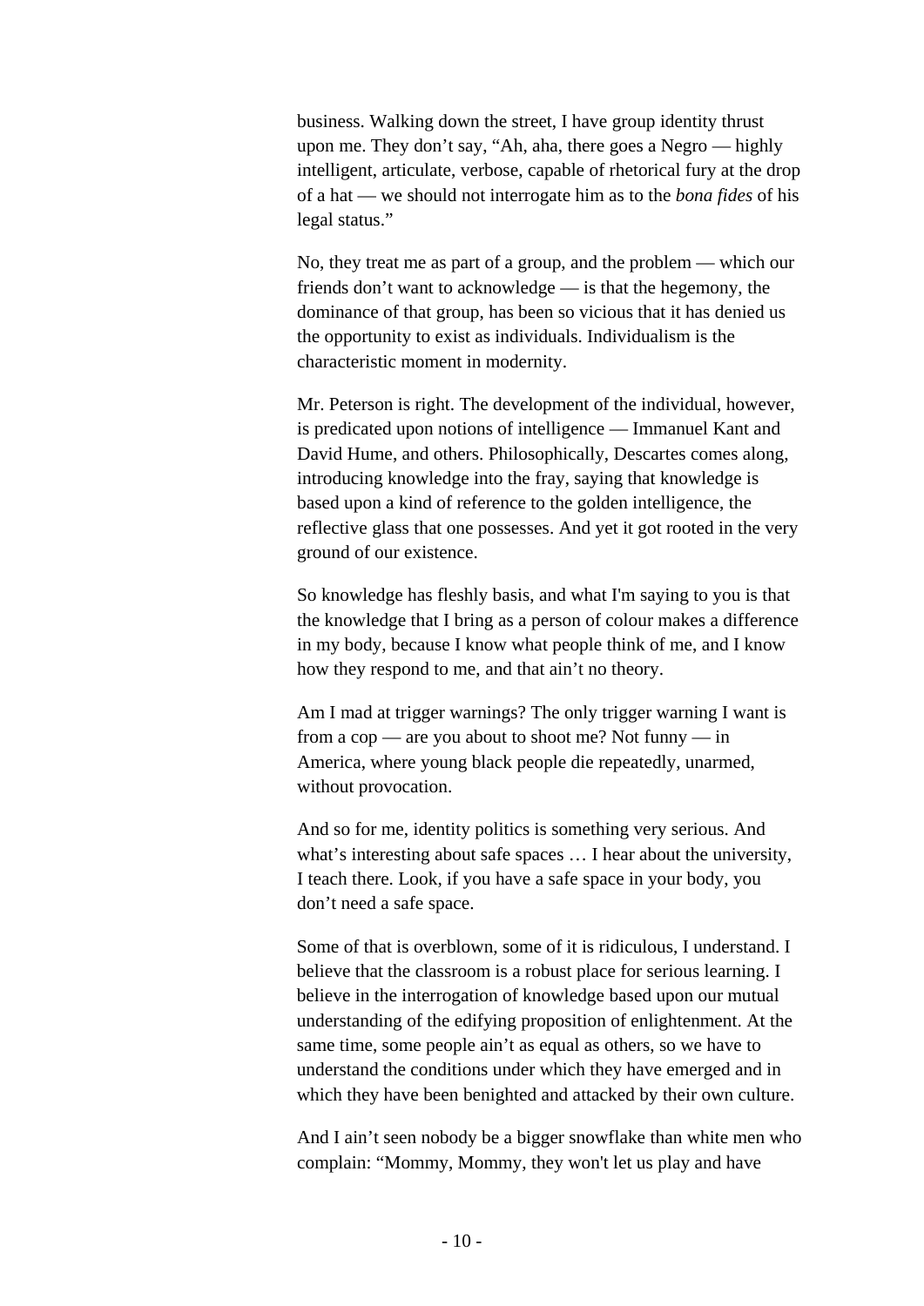business. Walking down the street, I have group identity thrust upon me. They don't say, "Ah, aha, there goes a Negro — highly intelligent, articulate, verbose, capable of rhetorical fury at the drop of a hat — we should not interrogate him as to the *bona fides* of his legal status."

No, they treat me as part of a group, and the problem — which our friends don't want to acknowledge — is that the hegemony, the dominance of that group, has been so vicious that it has denied us the opportunity to exist as individuals. Individualism is the characteristic moment in modernity.

Mr. Peterson is right. The development of the individual, however, is predicated upon notions of intelligence — Immanuel Kant and David Hume, and others. Philosophically, Descartes comes along, introducing knowledge into the fray, saying that knowledge is based upon a kind of reference to the golden intelligence, the reflective glass that one possesses. And yet it got rooted in the very ground of our existence.

So knowledge has fleshly basis, and what I'm saying to you is that the knowledge that I bring as a person of colour makes a difference in my body, because I know what people think of me, and I know how they respond to me, and that ain't no theory.

Am I mad at trigger warnings? The only trigger warning I want is from a cop — are you about to shoot me? Not funny — in America, where young black people die repeatedly, unarmed, without provocation.

And so for me, identity politics is something very serious. And what's interesting about safe spaces … I hear about the university, I teach there. Look, if you have a safe space in your body, you don't need a safe space.

Some of that is overblown, some of it is ridiculous, I understand. I believe that the classroom is a robust place for serious learning. I believe in the interrogation of knowledge based upon our mutual understanding of the edifying proposition of enlightenment. At the same time, some people ain't as equal as others, so we have to understand the conditions under which they have emerged and in which they have been benighted and attacked by their own culture.

And I ain't seen nobody be a bigger snowflake than white men who complain: "Mommy, Mommy, they won't let us play and have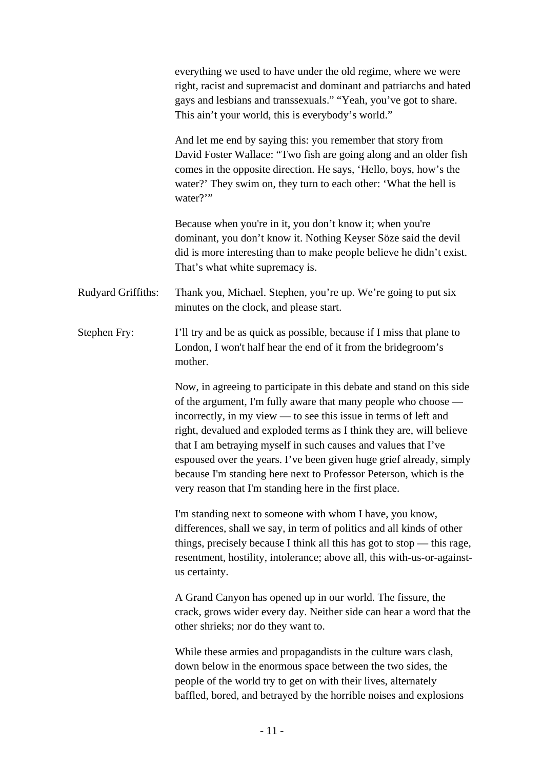everything we used to have under the old regime, where we were right, racist and supremacist and dominant and patriarchs and hated gays and lesbians and transsexuals." "Yeah, you've got to share. This ain't your world, this is everybody's world."

And let me end by saying this: you remember that story from David Foster Wallace: "Two fish are going along and an older fish comes in the opposite direction. He says, 'Hello, boys, how's the water?' They swim on, they turn to each other: 'What the hell is water?'"

Because when you're in it, you don't know it; when you're dominant, you don't know it. Nothing Keyser Söze said the devil did is more interesting than to make people believe he didn't exist. That's what white supremacy is.

Rudyard Griffiths: Thank you, Michael. Stephen, you're up. We're going to put six minutes on the clock, and please start.

Stephen Fry: I'll try and be as quick as possible, because if I miss that plane to London, I won't half hear the end of it from the bridegroom's mother.

Now, in agreeing to participate in this debate and stand on this side of the argument, I'm fully aware that many people who choose — incorrectly, in my view — to see this issue in terms of left and right, devalued and exploded terms as I think they are, will believe that I am betraying myself in such causes and values that I've espoused over the years. I've been given huge grief already, simply because I'm standing here next to Professor Peterson, which is the very reason that I'm standing here in the first place.

I'm standing next to someone with whom I have, you know, differences, shall we say, in term of politics and all kinds of other things, precisely because I think all this has got to stop — this rage, resentment, hostility, intolerance; above all, this with-us-or-against-us certainty.

A Grand Canyon has opened up in our world. The fissure, the crack, grows wider every day. Neither side can hear a word that the other shrieks; nor do they want to.

While these armies and propagandists in the culture wars clash, down below in the enormous space between the two sides, the people of the world try to get on with their lives, alternately baffled, bored, and betrayed by the horrible noises and explosions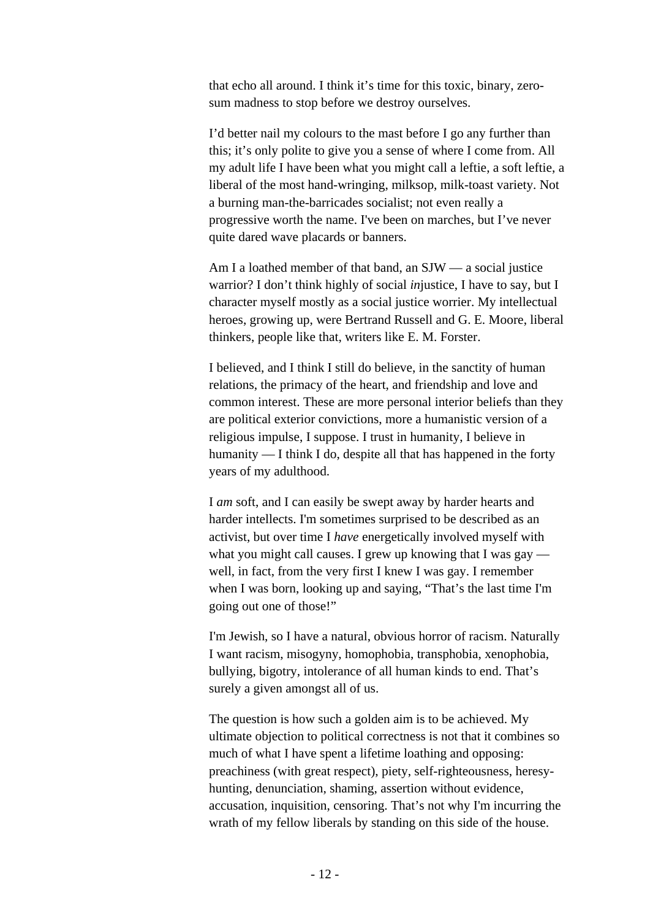that echo all around. I think it's time for this toxic, binary, zero-sum madness to stop before we destroy ourselves.

I'd better nail my colours to the mast before I go any further than this; it's only polite to give you a sense of where I come from. All my adult life I have been what you might call a leftie, a soft leftie, a liberal of the most hand-wringing, milksop, milk-toast variety. Not a burning man-the-barricades socialist; not even really a progressive worth the name. I've been on marches, but I've never quite dared wave placards or banners.

Am I a loathed member of that band, an SJW — a social justice warrior? I don't think highly of social *in*justice, I have to say, but I character myself mostly as a social justice worrier. My intellectual heroes, growing up, were Bertrand Russell and G. E. Moore, liberal thinkers, people like that, writers like E. M. Forster.

I believed, and I think I still do believe, in the sanctity of human relations, the primacy of the heart, and friendship and love and common interest. These are more personal interior beliefs than they are political exterior convictions, more a humanistic version of a religious impulse, I suppose. I trust in humanity, I believe in humanity — I think I do, despite all that has happened in the forty years of my adulthood.

I *am* soft, and I can easily be swept away by harder hearts and harder intellects. I'm sometimes surprised to be described as an activist, but over time I *have* energetically involved myself with what you might call causes. I grew up knowing that I was gay — well, in fact, from the very first I knew I was gay. I remember when I was born, looking up and saying, "That's the last time I'm going out one of those!"

I'm Jewish, so I have a natural, obvious horror of racism. Naturally I want racism, misogyny, homophobia, transphobia, xenophobia, bullying, bigotry, intolerance of all human kinds to end. That's surely a given amongst all of us.

The question is how such a golden aim is to be achieved. My ultimate objection to political correctness is not that it combines so much of what I have spent a lifetime loathing and opposing: preachiness (with great respect), piety, self-righteousness, heresy-hunting, denunciation, shaming, assertion without evidence, accusation, inquisition, censoring. That's not why I'm incurring the wrath of my fellow liberals by standing on this side of the house.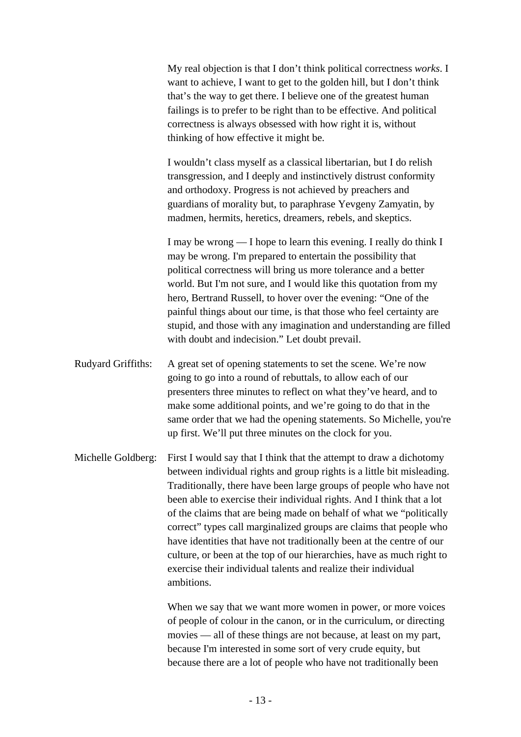My real objection is that I don't think political correctness *works*. I want to achieve, I want to get to the golden hill, but I don't think that's the way to get there. I believe one of the greatest human failings is to prefer to be right than to be effective. And political correctness is always obsessed with how right it is, without thinking of how effective it might be.

I wouldn't class myself as a classical libertarian, but I do relish transgression, and I deeply and instinctively distrust conformity and orthodoxy. Progress is not achieved by preachers and guardians of morality but, to paraphrase Yevgeny Zamyatin, by madmen, hermits, heretics, dreamers, rebels, and skeptics.

I may be wrong — I hope to learn this evening. I really do think I may be wrong. I'm prepared to entertain the possibility that political correctness will bring us more tolerance and a better world. But I'm not sure, and I would like this quotation from my hero, Bertrand Russell, to hover over the evening: "One of the painful things about our time, is that those who feel certainty are stupid, and those with any imagination and understanding are filled with doubt and indecision." Let doubt prevail.

Rudyard Griffiths: A great set of opening statements to set the scene. We're now going to go into a round of rebuttals, to allow each of our presenters three minutes to reflect on what they've heard, and to make some additional points, and we're going to do that in the same order that we had the opening statements. So Michelle, you're up first. We'll put three minutes on the clock for you.

Michelle Goldberg: First I would say that I think that the attempt to draw a dichotomy between individual rights and group rights is a little bit misleading. Traditionally, there have been large groups of people who have not been able to exercise their individual rights. And I think that a lot of the claims that are being made on behalf of what we "politically correct" types call marginalized groups are claims that people who have identities that have not traditionally been at the centre of our culture, or been at the top of our hierarchies, have as much right to exercise their individual talents and realize their individual ambitions.

When we say that we want more women in power, or more voices of people of colour in the canon, or in the curriculum, or directing movies — all of these things are not because, at least on my part, because I'm interested in some sort of very crude equity, but because there are a lot of people who have not traditionally been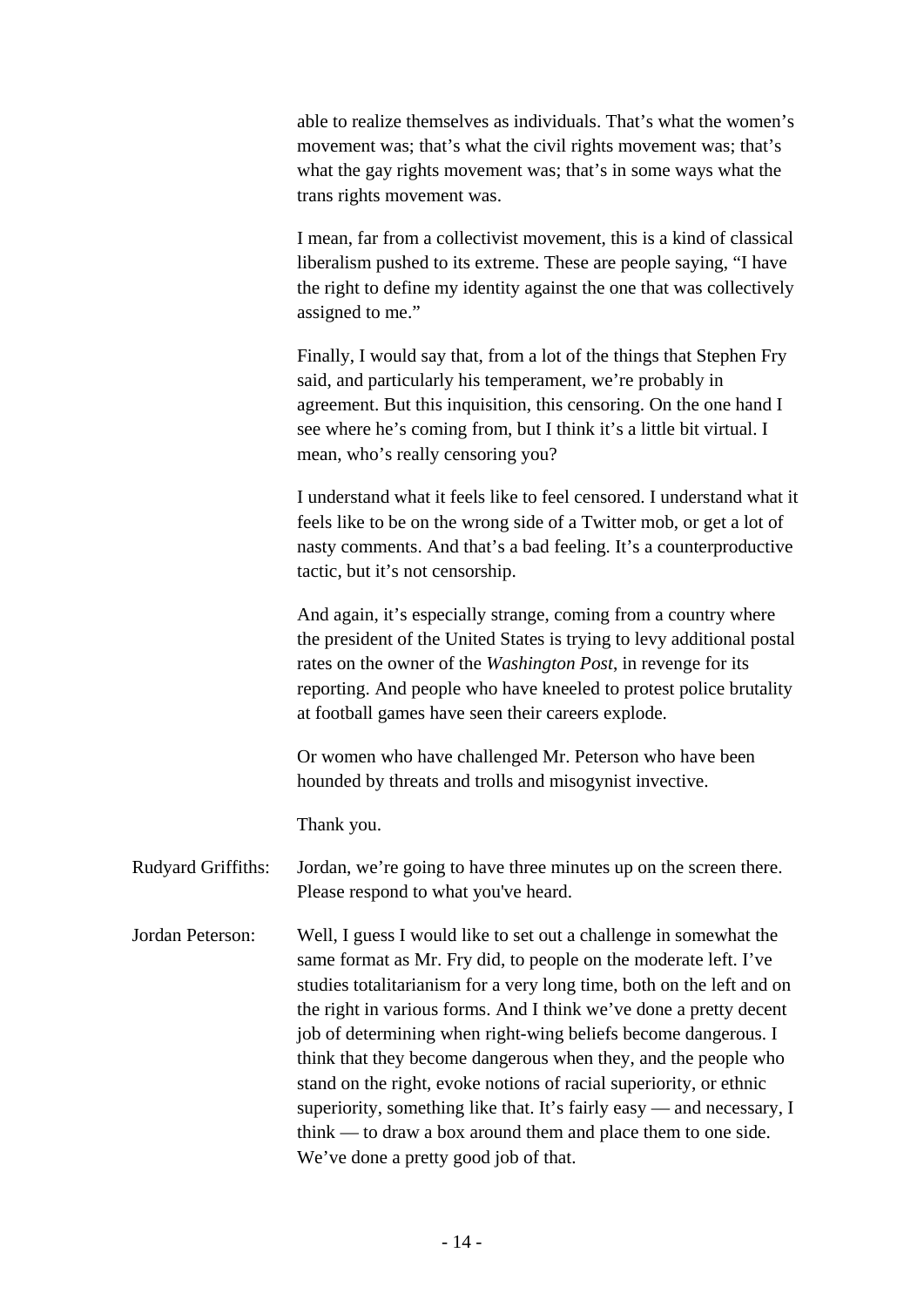able to realize themselves as individuals. That's what the women's movement was; that's what the civil rights movement was; that's what the gay rights movement was; that's in some ways what the trans rights movement was.

I mean, far from a collectivist movement, this is a kind of classical liberalism pushed to its extreme. These are people saying, "I have the right to define my identity against the one that was collectively assigned to me."

Finally, I would say that, from a lot of the things that Stephen Fry said, and particularly his temperament, we're probably in agreement. But this inquisition, this censoring. On the one hand I see where he's coming from, but I think it's a little bit virtual. I mean, who's really censoring you?

I understand what it feels like to feel censored. I understand what it feels like to be on the wrong side of a Twitter mob, or get a lot of nasty comments. And that's a bad feeling. It's a counterproductive tactic, but it's not censorship.

And again, it's especially strange, coming from a country where the president of the United States is trying to levy additional postal rates on the owner of the *Washington Post*, in revenge for its reporting. And people who have kneeled to protest police brutality at football games have seen their careers explode.

Or women who have challenged Mr. Peterson who have been hounded by threats and trolls and misogynist invective.

Thank you.

Rudyard Griffiths: Jordan, we're going to have three minutes up on the screen there. Please respond to what you've heard.

Jordan Peterson: Well, I guess I would like to set out a challenge in somewhat the same format as Mr. Fry did, to people on the moderate left. I've studies totalitarianism for a very long time, both on the left and on the right in various forms. And I think we've done a pretty decent job of determining when right-wing beliefs become dangerous. I think that they become dangerous when they, and the people who stand on the right, evoke notions of racial superiority, or ethnic superiority, something like that. It's fairly easy — and necessary, I think — to draw a box around them and place them to one side. We've done a pretty good job of that.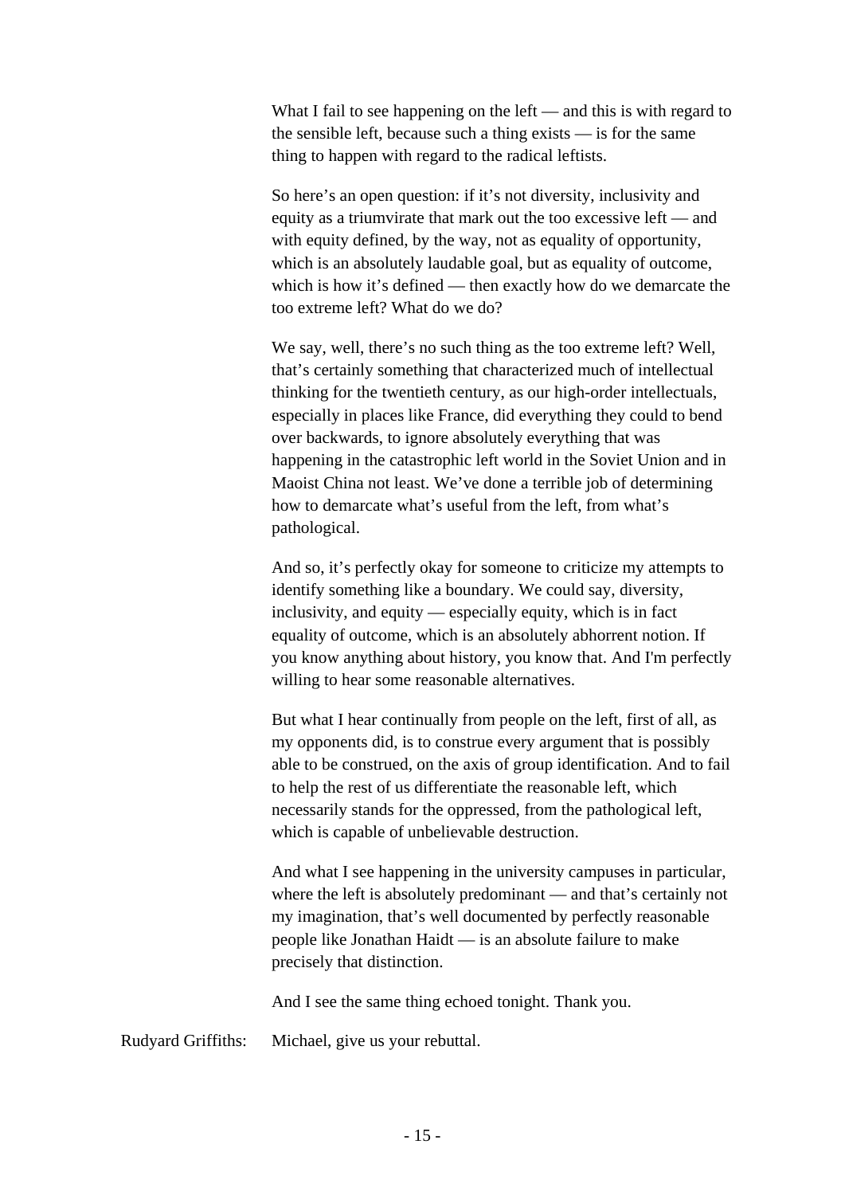What I fail to see happening on the left — and this is with regard to the sensible left, because such a thing exists — is for the same thing to happen with regard to the radical leftists.

So here's an open question: if it's not diversity, inclusivity and equity as a triumvirate that mark out the too excessive left — and with equity defined, by the way, not as equality of opportunity, which is an absolutely laudable goal, but as equality of outcome, which is how it's defined — then exactly how do we demarcate the too extreme left? What do we do?

We say, well, there's no such thing as the too extreme left? Well, that's certainly something that characterized much of intellectual thinking for the twentieth century, as our high-order intellectuals, especially in places like France, did everything they could to bend over backwards, to ignore absolutely everything that was happening in the catastrophic left world in the Soviet Union and in Maoist China not least. We've done a terrible job of determining how to demarcate what's useful from the left, from what's pathological.

And so, it's perfectly okay for someone to criticize my attempts to identify something like a boundary. We could say, diversity, inclusivity, and equity — especially equity, which is in fact equality of outcome, which is an absolutely abhorrent notion. If you know anything about history, you know that. And I'm perfectly willing to hear some reasonable alternatives.

But what I hear continually from people on the left, first of all, as my opponents did, is to construe every argument that is possibly able to be construed, on the axis of group identification. And to fail to help the rest of us differentiate the reasonable left, which necessarily stands for the oppressed, from the pathological left, which is capable of unbelievable destruction.

And what I see happening in the university campuses in particular, where the left is absolutely predominant — and that's certainly not my imagination, that's well documented by perfectly reasonable people like Jonathan Haidt — is an absolute failure to make precisely that distinction.

And I see the same thing echoed tonight. Thank you.

Rudyard Griffiths: Michael, give us your rebuttal.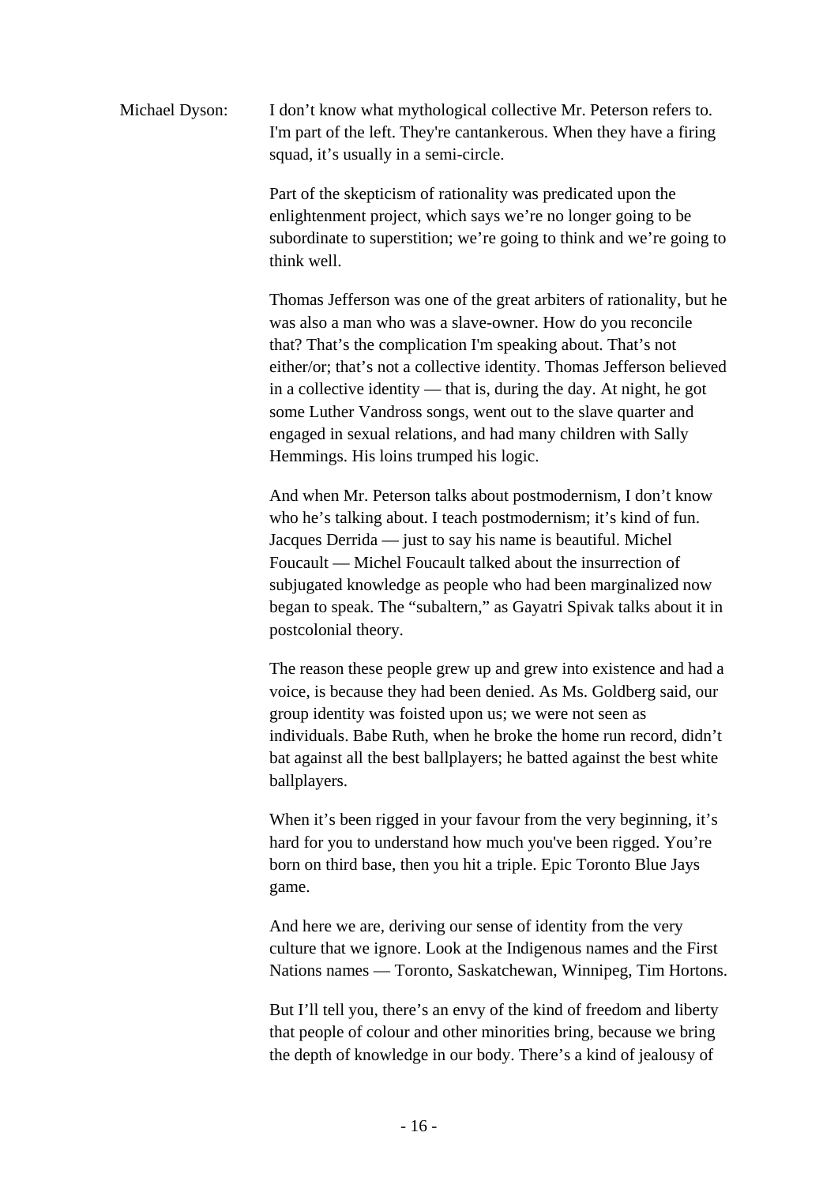Michael Dyson: I don't know what mythological collective Mr. Peterson refers to. I'm part of the left. They're cantankerous. When they have a firing squad, it's usually in a semi-circle.

Part of the skepticism of rationality was predicated upon the enlightenment project, which says we're no longer going to be subordinate to superstition; we're going to think and we're going to think well.

Thomas Jefferson was one of the great arbiters of rationality, but he was also a man who was a slave-owner. How do you reconcile that? That's the complication I'm speaking about. That's not either/or; that's not a collective identity. Thomas Jefferson believed in a collective identity — that is, during the day. At night, he got some Luther Vandross songs, went out to the slave quarter and engaged in sexual relations, and had many children with Sally Hemmings. His loins trumped his logic.

And when Mr. Peterson talks about postmodernism, I don't know who he's talking about. I teach postmodernism; it's kind of fun. Jacques Derrida — just to say his name is beautiful. Michel Foucault — Michel Foucault talked about the insurrection of subjugated knowledge as people who had been marginalized now began to speak. The "subaltern," as Gayatri Spivak talks about it in postcolonial theory.

The reason these people grew up and grew into existence and had a voice, is because they had been denied. As Ms. Goldberg said, our group identity was foisted upon us; we were not seen as individuals. Babe Ruth, when he broke the home run record, didn't bat against all the best ballplayers; he batted against the best white ballplayers.

When it's been rigged in your favour from the very beginning, it's hard for you to understand how much you've been rigged. You're born on third base, then you hit a triple. Epic Toronto Blue Jays game.

And here we are, deriving our sense of identity from the very culture that we ignore. Look at the Indigenous names and the First Nations names — Toronto, Saskatchewan, Winnipeg, Tim Hortons.

But I'll tell you, there's an envy of the kind of freedom and liberty that people of colour and other minorities bring, because we bring the depth of knowledge in our body. There's a kind of jealousy of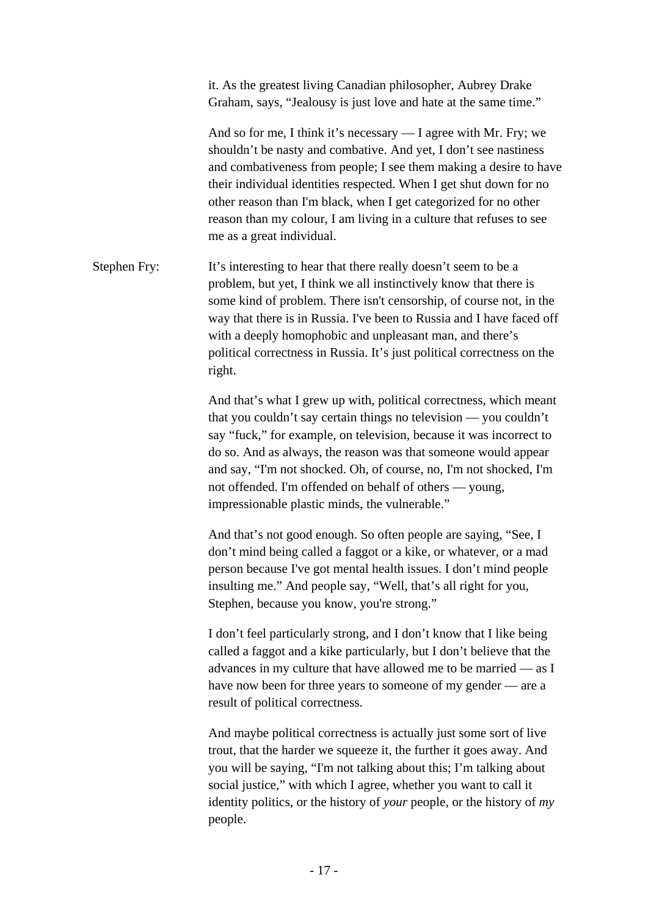it. As the greatest living Canadian philosopher, Aubrey Drake Graham, says, "Jealousy is just love and hate at the same time."

And so for me, I think it's necessary — I agree with Mr. Fry; we shouldn't be nasty and combative. And yet, I don't see nastiness and combativeness from people; I see them making a desire to have their individual identities respected. When I get shut down for no other reason than I'm black, when I get categorized for no other reason than my colour, I am living in a culture that refuses to see me as a great individual.

Stephen Fry: It's interesting to hear that there really doesn't seem to be a problem, but yet, I think we all instinctively know that there is some kind of problem. There isn't censorship, of course not, in the way that there is in Russia. I've been to Russia and I have faced off with a deeply homophobic and unpleasant man, and there's political correctness in Russia. It's just political correctness on the right.

And that's what I grew up with, political correctness, which meant that you couldn't say certain things no television — you couldn't say "fuck," for example, on television, because it was incorrect to do so. And as always, the reason was that someone would appear and say, "I'm not shocked. Oh, of course, no, I'm not shocked, I'm not offended. I'm offended on behalf of others — young, impressionable plastic minds, the vulnerable."

And that's not good enough. So often people are saying, "See, I don't mind being called a faggot or a kike, or whatever, or a mad person because I've got mental health issues. I don't mind people insulting me." And people say, "Well, that's all right for you, Stephen, because you know, you're strong."

I don't feel particularly strong, and I don't know that I like being called a faggot and a kike particularly, but I don't believe that the advances in my culture that have allowed me to be married — as I have now been for three years to someone of my gender — are a result of political correctness.

And maybe political correctness is actually just some sort of live trout, that the harder we squeeze it, the further it goes away. And you will be saying, "I'm not talking about this; I'm talking about social justice," with which I agree, whether you want to call it identity politics, or the history of *your* people, or the history of *my* people.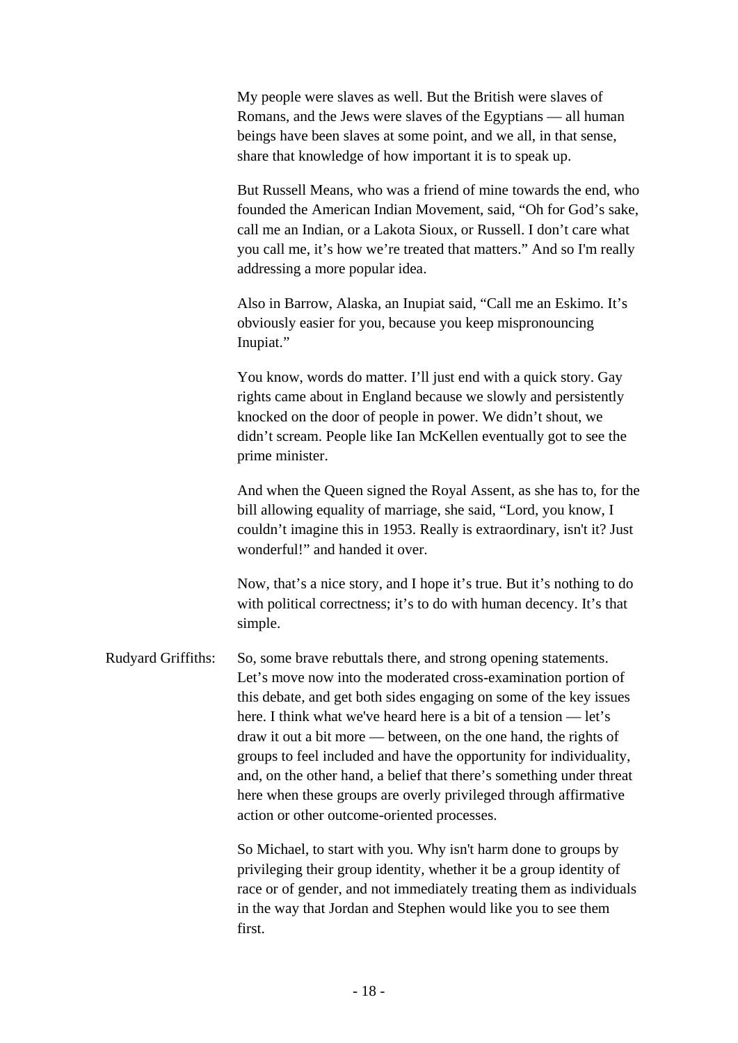My people were slaves as well. But the British were slaves of Romans, and the Jews were slaves of the Egyptians — all human beings have been slaves at some point, and we all, in that sense, share that knowledge of how important it is to speak up.

But Russell Means, who was a friend of mine towards the end, who founded the American Indian Movement, said, "Oh for God's sake, call me an Indian, or a Lakota Sioux, or Russell. I don't care what you call me, it's how we're treated that matters." And so I'm really addressing a more popular idea.

Also in Barrow, Alaska, an Inupiat said, "Call me an Eskimo. It's obviously easier for you, because you keep mispronouncing Inupiat."

You know, words do matter. I'll just end with a quick story. Gay rights came about in England because we slowly and persistently knocked on the door of people in power. We didn't shout, we didn't scream. People like Ian McKellen eventually got to see the prime minister.

And when the Queen signed the Royal Assent, as she has to, for the bill allowing equality of marriage, she said, "Lord, you know, I couldn't imagine this in 1953. Really is extraordinary, isn't it? Just wonderful!" and handed it over.

Now, that's a nice story, and I hope it's true. But it's nothing to do with political correctness; it's to do with human decency. It's that simple.

Rudyard Griffiths: So, some brave rebuttals there, and strong opening statements. Let's move now into the moderated cross-examination portion of this debate, and get both sides engaging on some of the key issues here. I think what we've heard here is a bit of a tension — let's draw it out a bit more — between, on the one hand, the rights of groups to feel included and have the opportunity for individuality, and, on the other hand, a belief that there's something under threat here when these groups are overly privileged through affirmative action or other outcome-oriented processes.

So Michael, to start with you. Why isn't harm done to groups by privileging their group identity, whether it be a group identity of race or of gender, and not immediately treating them as individuals in the way that Jordan and Stephen would like you to see them first.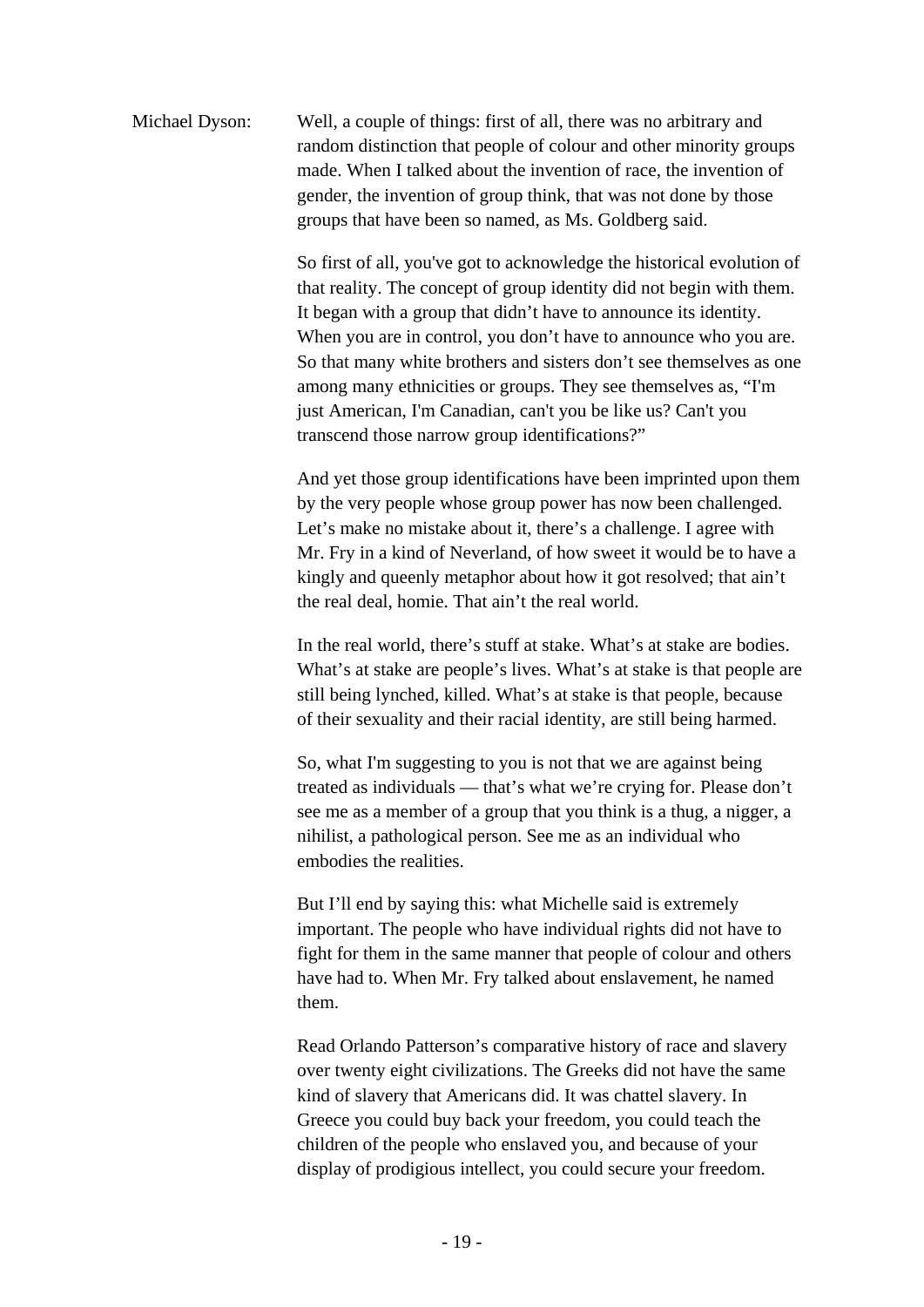Michael Dyson: Well, a couple of things: first of all, there was no arbitrary and random distinction that people of colour and other minority groups made. When I talked about the invention of race, the invention of gender, the invention of group think, that was not done by those groups that have been so named, as Ms. Goldberg said.

So first of all, you've got to acknowledge the historical evolution of that reality. The concept of group identity did not begin with them. It began with a group that didn't have to announce its identity. When you are in control, you don't have to announce who you are. So that many white brothers and sisters don't see themselves as one among many ethnicities or groups. They see themselves as, "I'm just American, I'm Canadian, can't you be like us? Can't you transcend those narrow group identifications?"

And yet those group identifications have been imprinted upon them by the very people whose group power has now been challenged. Let's make no mistake about it, there's a challenge. I agree with Mr. Fry in a kind of Neverland, of how sweet it would be to have a kingly and queenly metaphor about how it got resolved; that ain't the real deal, homie. That ain't the real world.

In the real world, there's stuff at stake. What's at stake are bodies. What's at stake are people's lives. What's at stake is that people are still being lynched, killed. What's at stake is that people, because of their sexuality and their racial identity, are still being harmed.

So, what I'm suggesting to you is not that we are against being treated as individuals — that's what we're crying for. Please don't see me as a member of a group that you think is a thug, a nigger, a nihilist, a pathological person. See me as an individual who embodies the realities.

But I'll end by saying this: what Michelle said is extremely important. The people who have individual rights did not have to fight for them in the same manner that people of colour and others have had to. When Mr. Fry talked about enslavement, he named them.

Read Orlando Patterson's comparative history of race and slavery over twenty eight civilizations. The Greeks did not have the same kind of slavery that Americans did. It was chattel slavery. In Greece you could buy back your freedom, you could teach the children of the people who enslaved you, and because of your display of prodigious intellect, you could secure your freedom.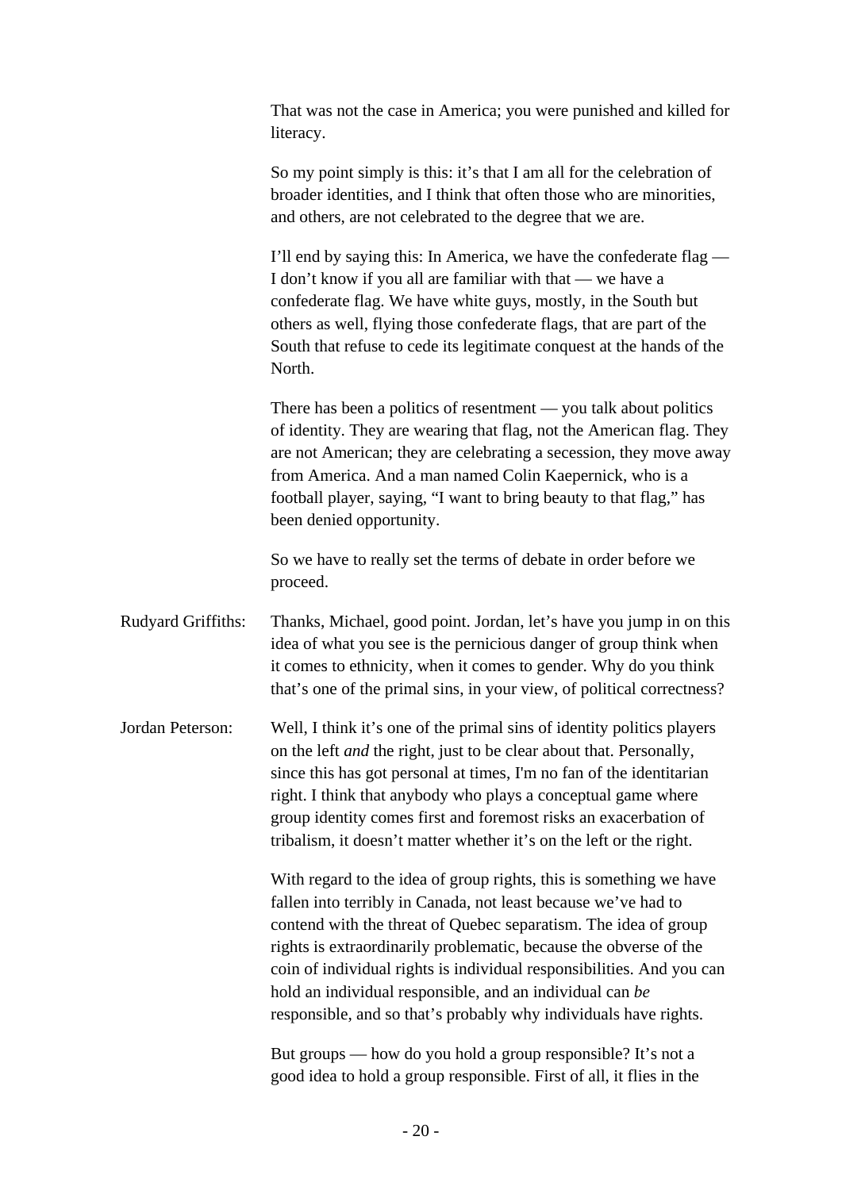That was not the case in America; you were punished and killed for literacy.

So my point simply is this: it's that I am all for the celebration of broader identities, and I think that often those who are minorities, and others, are not celebrated to the degree that we are.

I'll end by saying this: In America, we have the confederate flag — I don't know if you all are familiar with that — we have a confederate flag. We have white guys, mostly, in the South but others as well, flying those confederate flags, that are part of the South that refuse to cede its legitimate conquest at the hands of the North.

There has been a politics of resentment — you talk about politics of identity. They are wearing that flag, not the American flag. They are not American; they are celebrating a secession, they move away from America. And a man named Colin Kaepernick, who is a football player, saying, "I want to bring beauty to that flag," has been denied opportunity.

So we have to really set the terms of debate in order before we proceed.

**Rudyard Griffiths:** Thanks, Michael, good point. Jordan, let's have you jump in on this idea of what you see is the pernicious danger of group think when it comes to ethnicity, when it comes to gender. Why do you think that's one of the primal sins, in your view, of political correctness?

**Jordan Peterson:** Well, I think it's one of the primal sins of identity politics players on the left *and* the right, just to be clear about that. Personally, since this has got personal at times, I'm no fan of the identitarian right. I think that anybody who plays a conceptual game where group identity comes first and foremost risks an exacerbation of tribalism, it doesn't matter whether it's on the left or the right.

With regard to the idea of group rights, this is something we have fallen into terribly in Canada, not least because we've had to contend with the threat of Quebec separatism. The idea of group rights is extraordinarily problematic, because the obverse of the coin of individual rights is individual responsibilities. And you can hold an individual responsible, and an individual can *be* responsible, and so that's probably why individuals have rights.

But groups — how do you hold a group responsible? It's not a good idea to hold a group responsible. First of all, it flies in the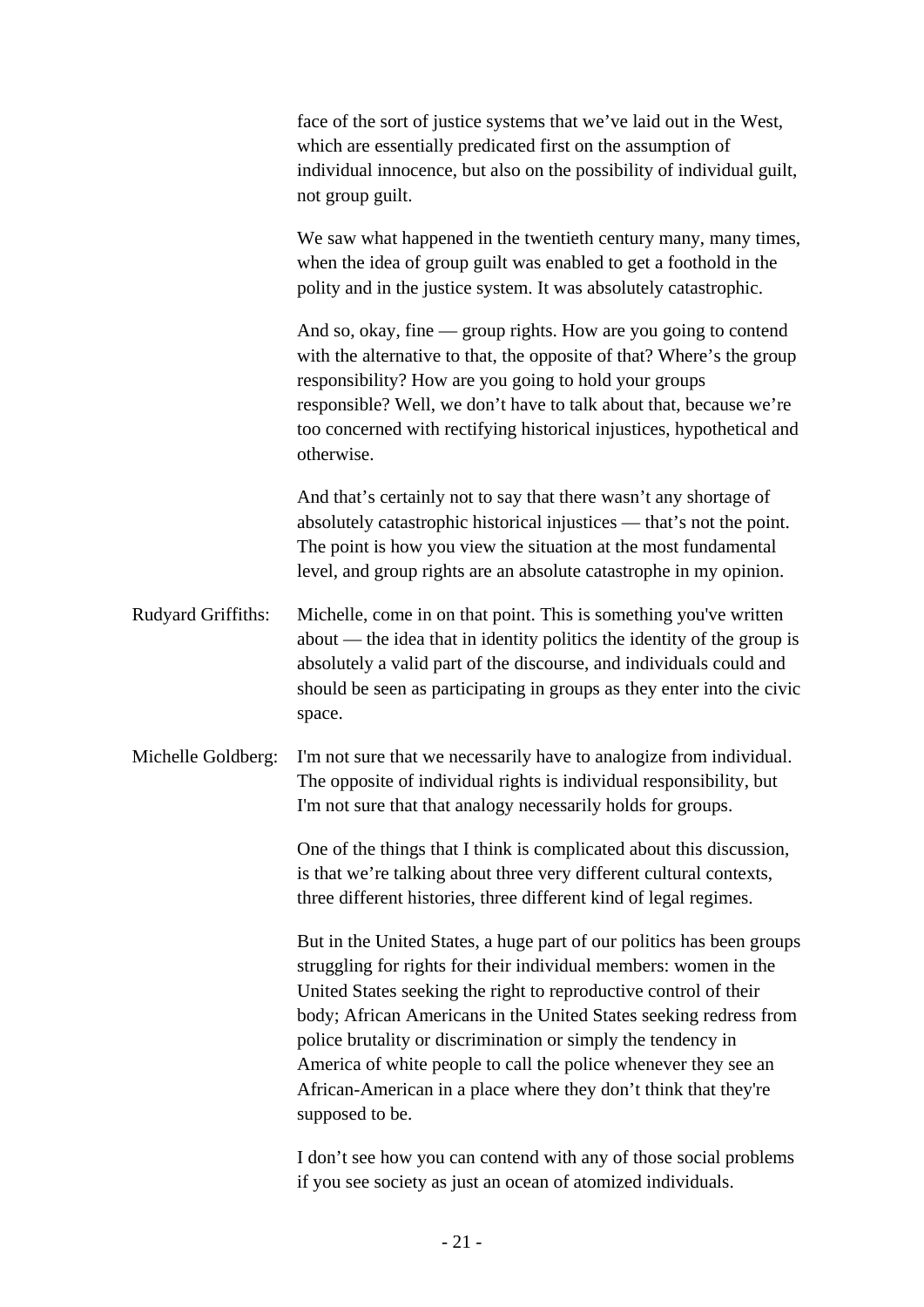face of the sort of justice systems that we've laid out in the West, which are essentially predicated first on the assumption of individual innocence, but also on the possibility of individual guilt, not group guilt.

We saw what happened in the twentieth century many, many times, when the idea of group guilt was enabled to get a foothold in the polity and in the justice system. It was absolutely catastrophic.

And so, okay, fine — group rights. How are you going to contend with the alternative to that, the opposite of that? Where's the group responsibility? How are you going to hold your groups responsible? Well, we don't have to talk about that, because we're too concerned with rectifying historical injustices, hypothetical and otherwise.

And that's certainly not to say that there wasn't any shortage of absolutely catastrophic historical injustices — that's not the point. The point is how you view the situation at the most fundamental level, and group rights are an absolute catastrophe in my opinion.

Rudyard Griffiths: Michelle, come in on that point. This is something you've written about — the idea that in identity politics the identity of the group is absolutely a valid part of the discourse, and individuals could and should be seen as participating in groups as they enter into the civic space.

Michelle Goldberg: I'm not sure that we necessarily have to analogize from individual. The opposite of individual rights is individual responsibility, but I'm not sure that that analogy necessarily holds for groups.

One of the things that I think is complicated about this discussion, is that we're talking about three very different cultural contexts, three different histories, three different kind of legal regimes.

But in the United States, a huge part of our politics has been groups struggling for rights for their individual members: women in the United States seeking the right to reproductive control of their body; African Americans in the United States seeking redress from police brutality or discrimination or simply the tendency in America of white people to call the police whenever they see an African-American in a place where they don't think that they're supposed to be.

I don't see how you can contend with any of those social problems if you see society as just an ocean of atomized individuals.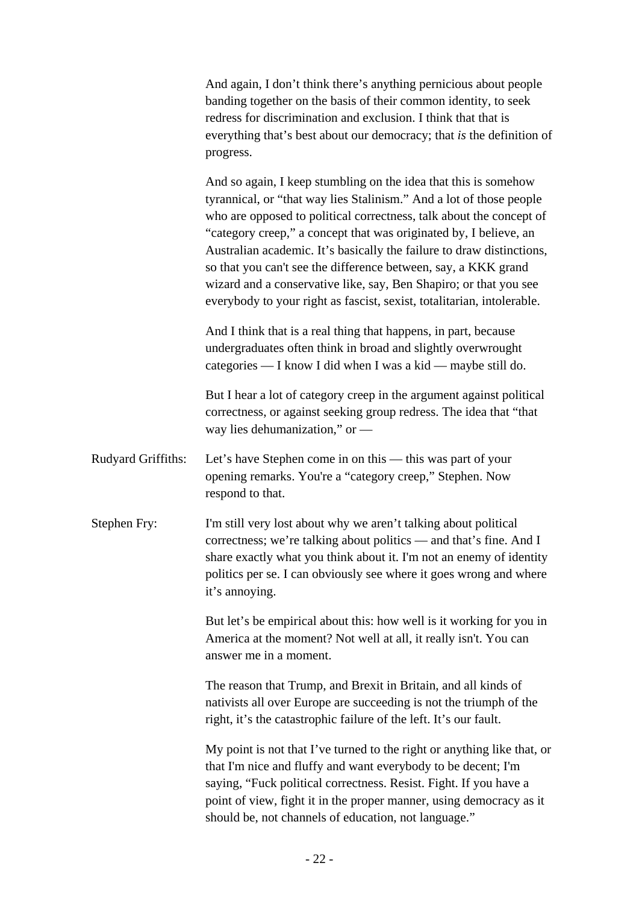And again, I don't think there's anything pernicious about people banding together on the basis of their common identity, to seek redress for discrimination and exclusion. I think that that is everything that's best about our democracy; that *is* the definition of progress.

And so again, I keep stumbling on the idea that this is somehow tyrannical, or "that way lies Stalinism." And a lot of those people who are opposed to political correctness, talk about the concept of "category creep," a concept that was originated by, I believe, an Australian academic. It's basically the failure to draw distinctions, so that you can't see the difference between, say, a KKK grand wizard and a conservative like, say, Ben Shapiro; or that you see everybody to your right as fascist, sexist, totalitarian, intolerable.

And I think that is a real thing that happens, in part, because undergraduates often think in broad and slightly overwrought categories — I know I did when I was a kid — maybe still do.

But I hear a lot of category creep in the argument against political correctness, or against seeking group redress. The idea that "that way lies dehumanization," or —

Rudyard Griffiths: Let's have Stephen come in on this — this was part of your opening remarks. You're a "category creep," Stephen. Now respond to that.

Stephen Fry: I'm still very lost about why we aren't talking about political correctness; we're talking about politics — and that's fine. And I share exactly what you think about it. I'm not an enemy of identity politics per se. I can obviously see where it goes wrong and where it's annoying.

But let's be empirical about this: how well is it working for you in America at the moment? Not well at all, it really isn't. You can answer me in a moment.

The reason that Trump, and Brexit in Britain, and all kinds of nativists all over Europe are succeeding is not the triumph of the right, it's the catastrophic failure of the left. It's our fault.

My point is not that I've turned to the right or anything like that, or that I'm nice and fluffy and want everybody to be decent; I'm saying, "Fuck political correctness. Resist. Fight. If you have a point of view, fight it in the proper manner, using democracy as it should be, not channels of education, not language."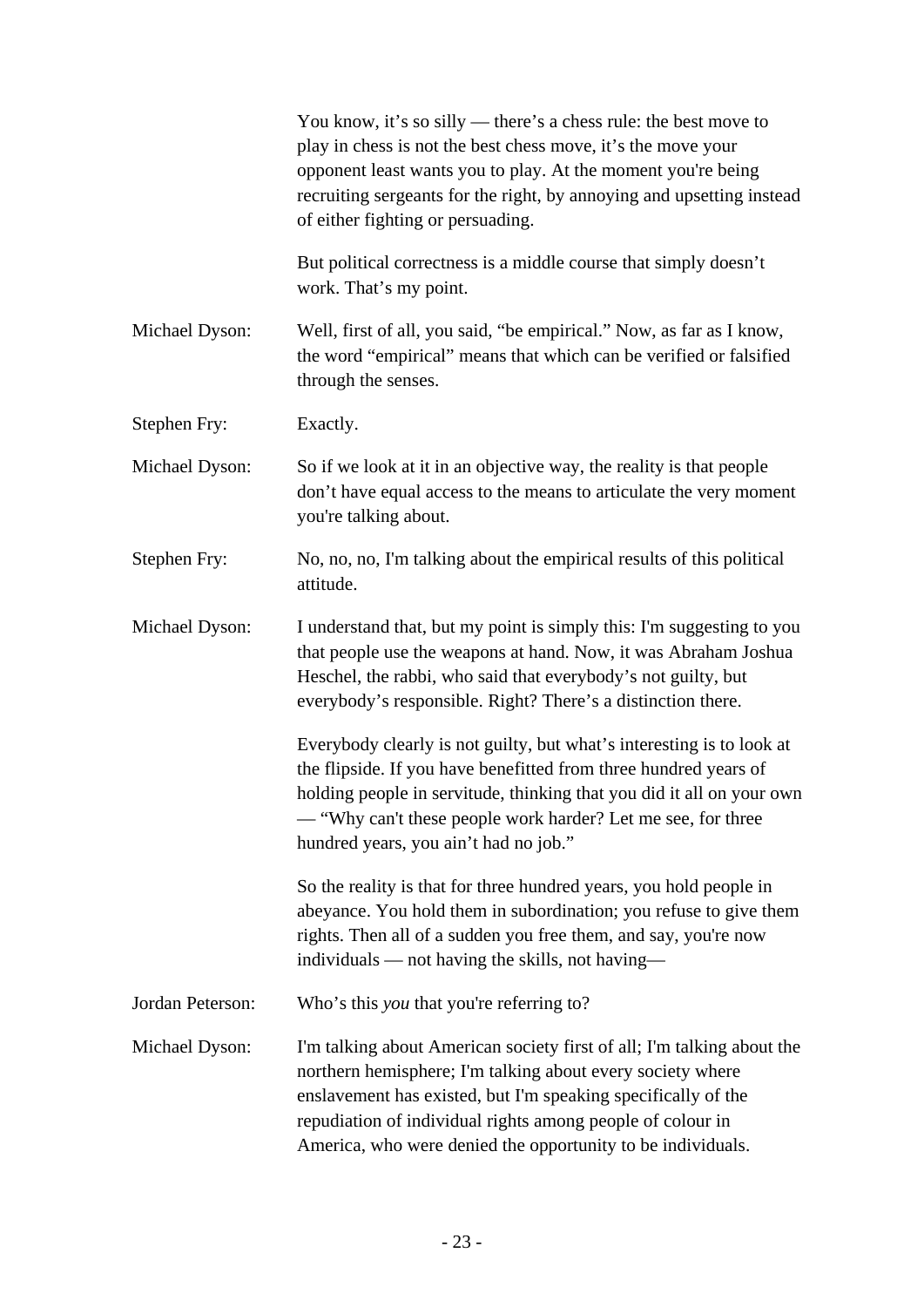You know, it's so silly — there's a chess rule: the best move to play in chess is not the best chess move, it's the move your opponent least wants you to play. At the moment you're being recruiting sergeants for the right, by annoying and upsetting instead of either fighting or persuading.

But political correctness is a middle course that simply doesn't work. That's my point.

**Michael Dyson:** Well, first of all, you said, "be empirical." Now, as far as I know, the word "empirical" means that which can be verified or falsified through the senses.

**Stephen Fry:** Exactly.

**Michael Dyson:** So if we look at it in an objective way, the reality is that people don't have equal access to the means to articulate the very moment you're talking about.

**Stephen Fry:** No, no, no, I'm talking about the empirical results of this political attitude.

**Michael Dyson:** I understand that, but my point is simply this: I'm suggesting to you that people use the weapons at hand. Now, it was Abraham Joshua Heschel, the rabbi, who said that everybody's not guilty, but everybody's responsible. Right? There's a distinction there.

Everybody clearly is not guilty, but what's interesting is to look at the flipside. If you have benefitted from three hundred years of holding people in servitude, thinking that you did it all on your own — "Why can't these people work harder? Let me see, for three hundred years, you ain't had no job."

So the reality is that for three hundred years, you hold people in abeyance. You hold them in subordination; you refuse to give them rights. Then all of a sudden you free them, and say, you're now individuals — not having the skills, not having—

**Jordan Peterson:** Who's this *you* that you're referring to?

**Michael Dyson:** I'm talking about American society first of all; I'm talking about the northern hemisphere; I'm talking about every society where enslavement has existed, but I'm speaking specifically of the repudiation of individual rights among people of colour in America, who were denied the opportunity to be individuals.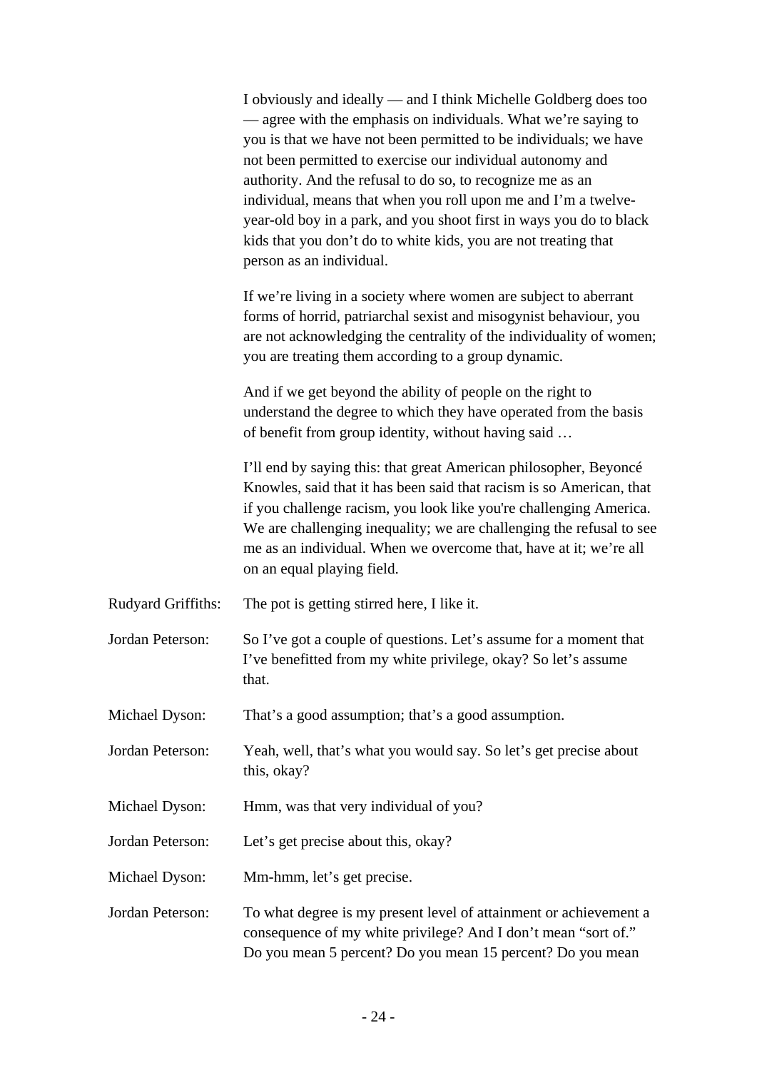I obviously and ideally — and I think Michelle Goldberg does too — agree with the emphasis on individuals. What we're saying to you is that we have not been permitted to be individuals; we have not been permitted to exercise our individual autonomy and authority. And the refusal to do so, to recognize me as an individual, means that when you roll upon me and I'm a twelve-year-old boy in a park, and you shoot first in ways you do to black kids that you don't do to white kids, you are not treating that person as an individual.

If we're living in a society where women are subject to aberrant forms of horrid, patriarchal sexist and misogynist behaviour, you are not acknowledging the centrality of the individuality of women; you are treating them according to a group dynamic.

And if we get beyond the ability of people on the right to understand the degree to which they have operated from the basis of benefit from group identity, without having said …

I'll end by saying this: that great American philosopher, Beyoncé Knowles, said that it has been said that racism is so American, that if you challenge racism, you look like you're challenging America. We are challenging inequality; we are challenging the refusal to see me as an individual. When we overcome that, have at it; we're all on an equal playing field.

**Rudyard Griffiths:** The pot is getting stirred here, I like it.

**Jordan Peterson:** So I've got a couple of questions. Let's assume for a moment that I've benefitted from my white privilege, okay? So let's assume that.

**Michael Dyson:** That's a good assumption; that's a good assumption.

**Jordan Peterson:** Yeah, well, that's what you would say. So let's get precise about this, okay?

**Michael Dyson:** Hmm, was that very individual of you?

**Jordan Peterson:** Let's get precise about this, okay?

**Michael Dyson:** Mm-hmm, let's get precise.

**Jordan Peterson:** To what degree is my present level of attainment or achievement a consequence of my white privilege? And I don't mean "sort of." Do you mean 5 percent? Do you mean 15 percent? Do you mean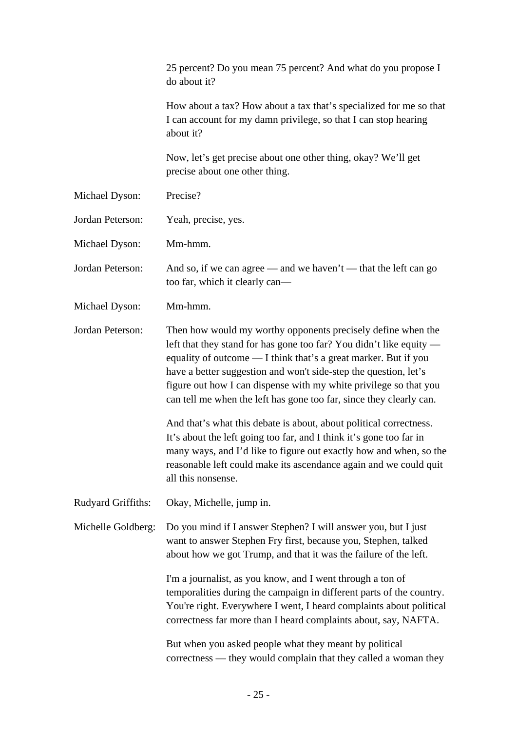25 percent? Do you mean 75 percent? And what do you propose I do about it?

How about a tax? How about a tax that's specialized for me so that I can account for my damn privilege, so that I can stop hearing about it?

Now, let's get precise about one other thing, okay? We'll get precise about one other thing.

**Michael Dyson:** Precise?

**Jordan Peterson:** Yeah, precise, yes.

**Michael Dyson:** Mm-hmm.

**Jordan Peterson:** And so, if we can agree — and we haven't — that the left can go too far, which it clearly can—

**Michael Dyson:** Mm-hmm.

**Jordan Peterson:** Then how would my worthy opponents precisely define when the left that they stand for has gone too far? You didn't like equity — equality of outcome — I think that's a great marker. But if you have a better suggestion and won't side-step the question, let's figure out how I can dispense with my white privilege so that you can tell me when the left has gone too far, since they clearly can.

And that's what this debate is about, about political correctness. It's about the left going too far, and I think it's gone too far in many ways, and I'd like to figure out exactly how and when, so the reasonable left could make its ascendance again and we could quit all this nonsense.

**Rudyard Griffiths:** Okay, Michelle, jump in.

**Michelle Goldberg:** Do you mind if I answer Stephen? I will answer you, but I just want to answer Stephen Fry first, because you, Stephen, talked about how we got Trump, and that it was the failure of the left.

I'm a journalist, as you know, and I went through a ton of temporalities during the campaign in different parts of the country. You're right. Everywhere I went, I heard complaints about political correctness far more than I heard complaints about, say, NAFTA.

But when you asked people what they meant by political correctness — they would complain that they called a woman they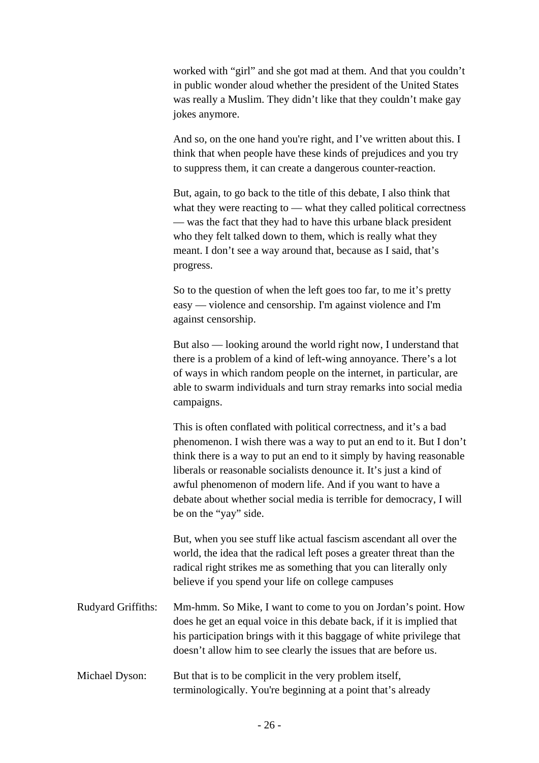worked with "girl" and she got mad at them. And that you couldn't in public wonder aloud whether the president of the United States was really a Muslim. They didn't like that they couldn't make gay jokes anymore.

And so, on the one hand you're right, and I've written about this. I think that when people have these kinds of prejudices and you try to suppress them, it can create a dangerous counter-reaction.

But, again, to go back to the title of this debate, I also think that what they were reacting to — what they called political correctness — was the fact that they had to have this urbane black president who they felt talked down to them, which is really what they meant. I don't see a way around that, because as I said, that's progress.

So to the question of when the left goes too far, to me it's pretty easy — violence and censorship. I'm against violence and I'm against censorship.

But also — looking around the world right now, I understand that there is a problem of a kind of left-wing annoyance. There's a lot of ways in which random people on the internet, in particular, are able to swarm individuals and turn stray remarks into social media campaigns.

This is often conflated with political correctness, and it's a bad phenomenon. I wish there was a way to put an end to it. But I don't think there is a way to put an end to it simply by having reasonable liberals or reasonable socialists denounce it. It's just a kind of awful phenomenon of modern life. And if you want to have a debate about whether social media is terrible for democracy, I will be on the "yay" side.

But, when you see stuff like actual fascism ascendant all over the world, the idea that the radical left poses a greater threat than the radical right strikes me as something that you can literally only believe if you spend your life on college campuses

Rudyard Griffiths: Mm-hmm. So Mike, I want to come to you on Jordan's point. How does he get an equal voice in this debate back, if it is implied that his participation brings with it this baggage of white privilege that doesn't allow him to see clearly the issues that are before us.

Michael Dyson: But that is to be complicit in the very problem itself, terminologically. You're beginning at a point that's already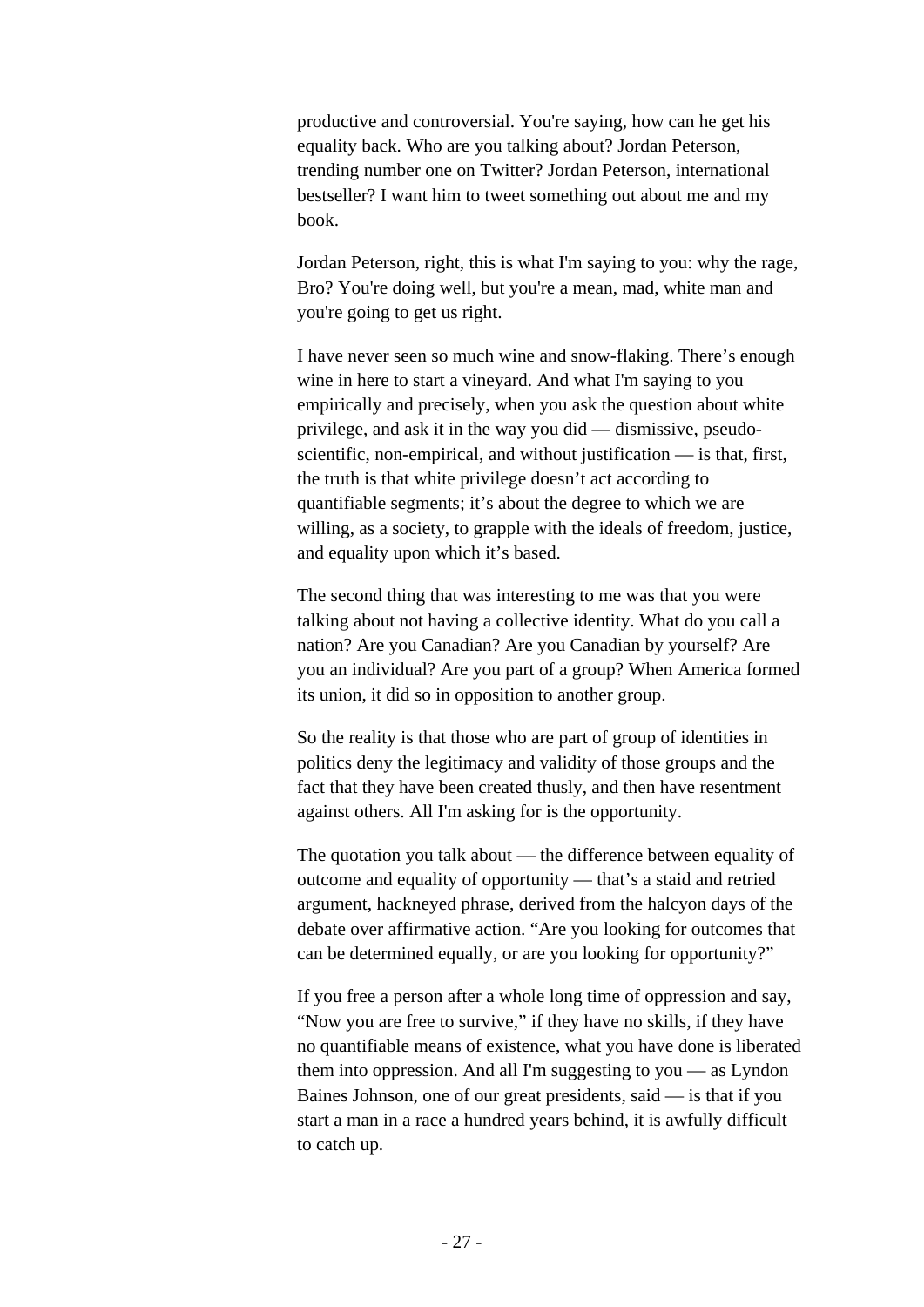productive and controversial. You're saying, how can he get his equality back. Who are you talking about? Jordan Peterson, trending number one on Twitter? Jordan Peterson, international bestseller? I want him to tweet something out about me and my book.

Jordan Peterson, right, this is what I'm saying to you: why the rage, Bro? You're doing well, but you're a mean, mad, white man and you're going to get us right.

I have never seen so much wine and snow-flaking. There's enough wine in here to start a vineyard. And what I'm saying to you empirically and precisely, when you ask the question about white privilege, and ask it in the way you did — dismissive, pseudo-scientific, non-empirical, and without justification — is that, first, the truth is that white privilege doesn't act according to quantifiable segments; it's about the degree to which we are willing, as a society, to grapple with the ideals of freedom, justice, and equality upon which it's based.

The second thing that was interesting to me was that you were talking about not having a collective identity. What do you call a nation? Are you Canadian? Are you Canadian by yourself? Are you an individual? Are you part of a group? When America formed its union, it did so in opposition to another group.

So the reality is that those who are part of group of identities in politics deny the legitimacy and validity of those groups and the fact that they have been created thusly, and then have resentment against others. All I'm asking for is the opportunity.

The quotation you talk about — the difference between equality of outcome and equality of opportunity — that's a staid and retried argument, hackneyed phrase, derived from the halcyon days of the debate over affirmative action. "Are you looking for outcomes that can be determined equally, or are you looking for opportunity?"

If you free a person after a whole long time of oppression and say, "Now you are free to survive," if they have no skills, if they have no quantifiable means of existence, what you have done is liberated them into oppression. And all I'm suggesting to you — as Lyndon Baines Johnson, one of our great presidents, said — is that if you start a man in a race a hundred years behind, it is awfully difficult to catch up.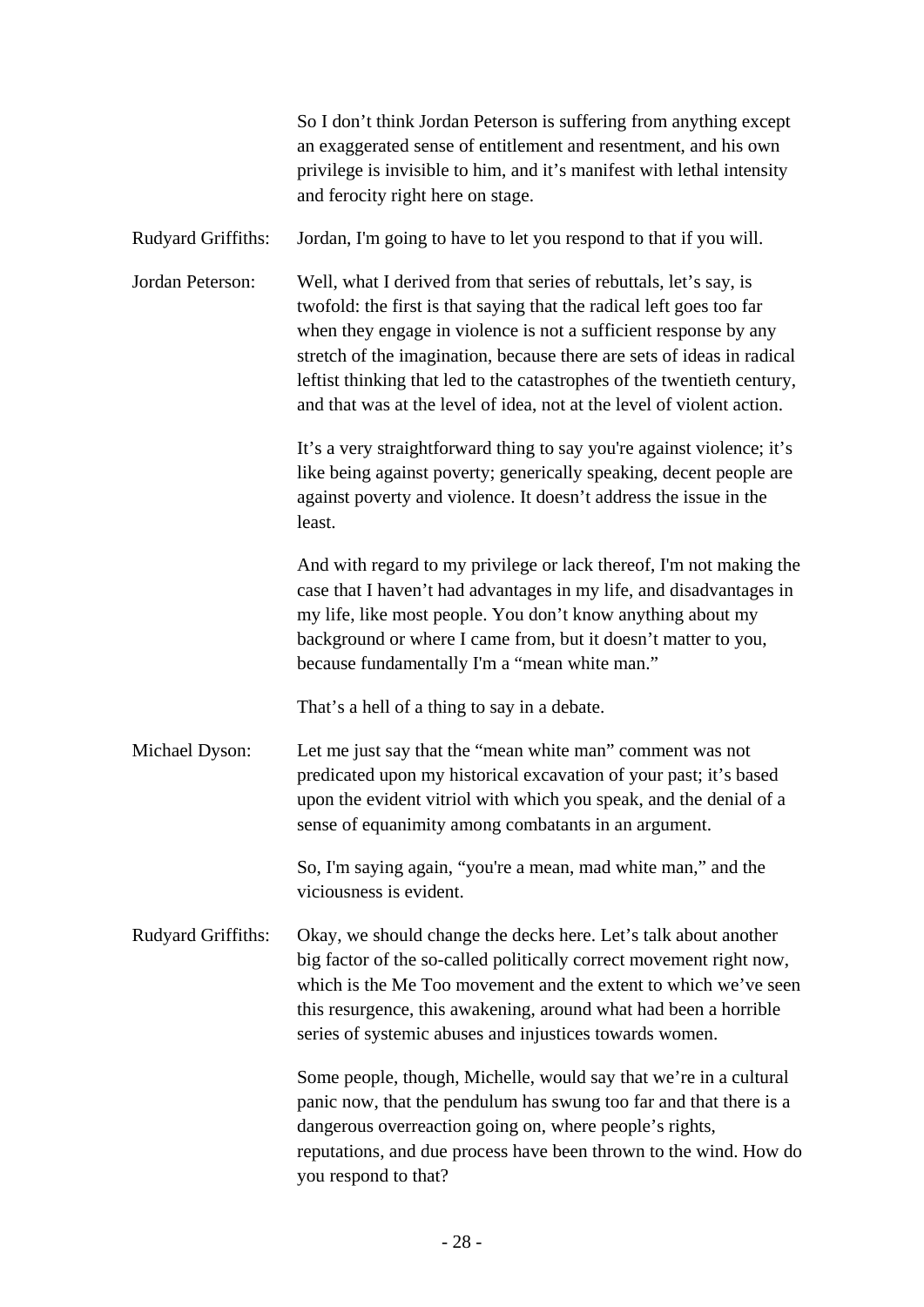So I don't think Jordan Peterson is suffering from anything except an exaggerated sense of entitlement and resentment, and his own privilege is invisible to him, and it's manifest with lethal intensity and ferocity right here on stage.

Rudyard Griffiths: Jordan, I'm going to have to let you respond to that if you will.

Jordan Peterson: Well, what I derived from that series of rebuttals, let's say, is twofold: the first is that saying that the radical left goes too far when they engage in violence is not a sufficient response by any stretch of the imagination, because there are sets of ideas in radical leftist thinking that led to the catastrophes of the twentieth century, and that was at the level of idea, not at the level of violent action.

It's a very straightforward thing to say you're against violence; it's like being against poverty; generically speaking, decent people are against poverty and violence. It doesn't address the issue in the least.

And with regard to my privilege or lack thereof, I'm not making the case that I haven't had advantages in my life, and disadvantages in my life, like most people. You don't know anything about my background or where I came from, but it doesn't matter to you, because fundamentally I'm a "mean white man."

That's a hell of a thing to say in a debate.

Michael Dyson: Let me just say that the "mean white man" comment was not predicated upon my historical excavation of your past; it's based upon the evident vitriol with which you speak, and the denial of a sense of equanimity among combatants in an argument.

So, I'm saying again, "you're a mean, mad white man," and the viciousness is evident.

Rudyard Griffiths: Okay, we should change the decks here. Let's talk about another big factor of the so-called politically correct movement right now, which is the Me Too movement and the extent to which we've seen this resurgence, this awakening, around what had been a horrible series of systemic abuses and injustices towards women.

Some people, though, Michelle, would say that we're in a cultural panic now, that the pendulum has swung too far and that there is a dangerous overreaction going on, where people's rights, reputations, and due process have been thrown to the wind. How do you respond to that?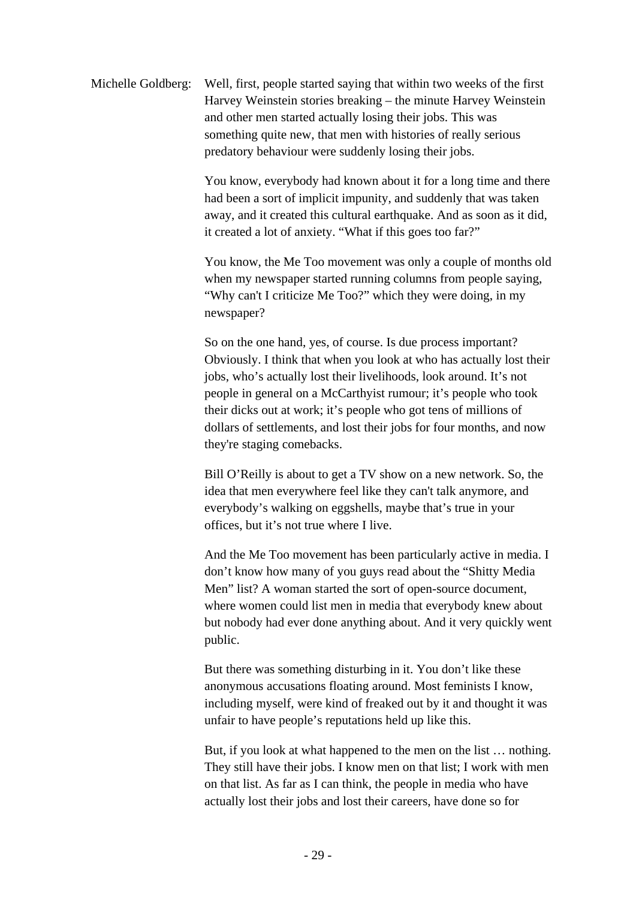Michelle Goldberg: Well, first, people started saying that within two weeks of the first Harvey Weinstein stories breaking – the minute Harvey Weinstein and other men started actually losing their jobs. This was something quite new, that men with histories of really serious predatory behaviour were suddenly losing their jobs.

You know, everybody had known about it for a long time and there had been a sort of implicit impunity, and suddenly that was taken away, and it created this cultural earthquake. And as soon as it did, it created a lot of anxiety. "What if this goes too far?"

You know, the Me Too movement was only a couple of months old when my newspaper started running columns from people saying, "Why can't I criticize Me Too?" which they were doing, in my newspaper?

So on the one hand, yes, of course. Is due process important? Obviously. I think that when you look at who has actually lost their jobs, who's actually lost their livelihoods, look around. It's not people in general on a McCarthyist rumour; it's people who took their dicks out at work; it's people who got tens of millions of dollars of settlements, and lost their jobs for four months, and now they're staging comebacks.

Bill O'Reilly is about to get a TV show on a new network. So, the idea that men everywhere feel like they can't talk anymore, and everybody's walking on eggshells, maybe that's true in your offices, but it's not true where I live.

And the Me Too movement has been particularly active in media. I don't know how many of you guys read about the "Shitty Media Men" list? A woman started the sort of open-source document, where women could list men in media that everybody knew about but nobody had ever done anything about. And it very quickly went public.

But there was something disturbing in it. You don't like these anonymous accusations floating around. Most feminists I know, including myself, were kind of freaked out by it and thought it was unfair to have people's reputations held up like this.

But, if you look at what happened to the men on the list … nothing. They still have their jobs. I know men on that list; I work with men on that list. As far as I can think, the people in media who have actually lost their jobs and lost their careers, have done so for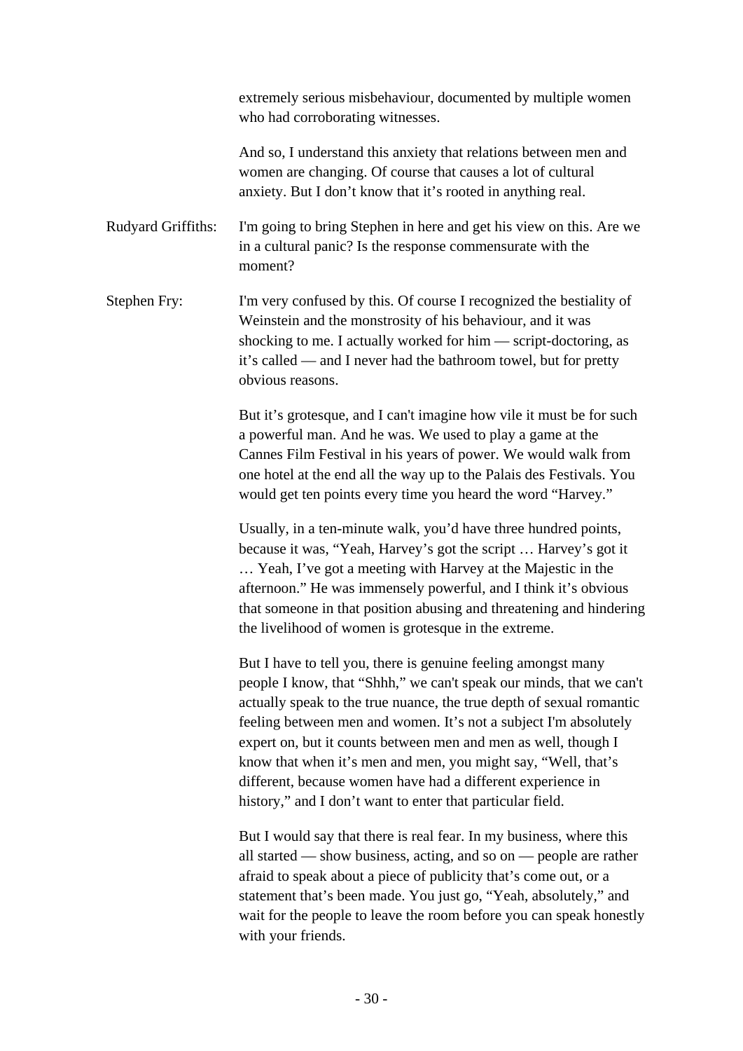extremely serious misbehaviour, documented by multiple women who had corroborating witnesses.

And so, I understand this anxiety that relations between men and women are changing. Of course that causes a lot of cultural anxiety. But I don't know that it's rooted in anything real.

**Rudyard Griffiths:** I'm going to bring Stephen in here and get his view on this. Are we in a cultural panic? Is the response commensurate with the moment?

**Stephen Fry:** I'm very confused by this. Of course I recognized the bestiality of Weinstein and the monstrosity of his behaviour, and it was shocking to me. I actually worked for him — script-doctoring, as it's called — and I never had the bathroom towel, but for pretty obvious reasons.

But it's grotesque, and I can't imagine how vile it must be for such a powerful man. And he was. We used to play a game at the Cannes Film Festival in his years of power. We would walk from one hotel at the end all the way up to the Palais des Festivals. You would get ten points every time you heard the word "Harvey."

Usually, in a ten-minute walk, you'd have three hundred points, because it was, "Yeah, Harvey's got the script … Harvey's got it … Yeah, I've got a meeting with Harvey at the Majestic in the afternoon." He was immensely powerful, and I think it's obvious that someone in that position abusing and threatening and hindering the livelihood of women is grotesque in the extreme.

But I have to tell you, there is genuine feeling amongst many people I know, that "Shhh," we can't speak our minds, that we can't actually speak to the true nuance, the true depth of sexual romantic feeling between men and women. It's not a subject I'm absolutely expert on, but it counts between men and men as well, though I know that when it's men and men, you might say, "Well, that's different, because women have had a different experience in history," and I don't want to enter that particular field.

But I would say that there is real fear. In my business, where this all started — show business, acting, and so on — people are rather afraid to speak about a piece of publicity that's come out, or a statement that's been made. You just go, "Yeah, absolutely," and wait for the people to leave the room before you can speak honestly with your friends.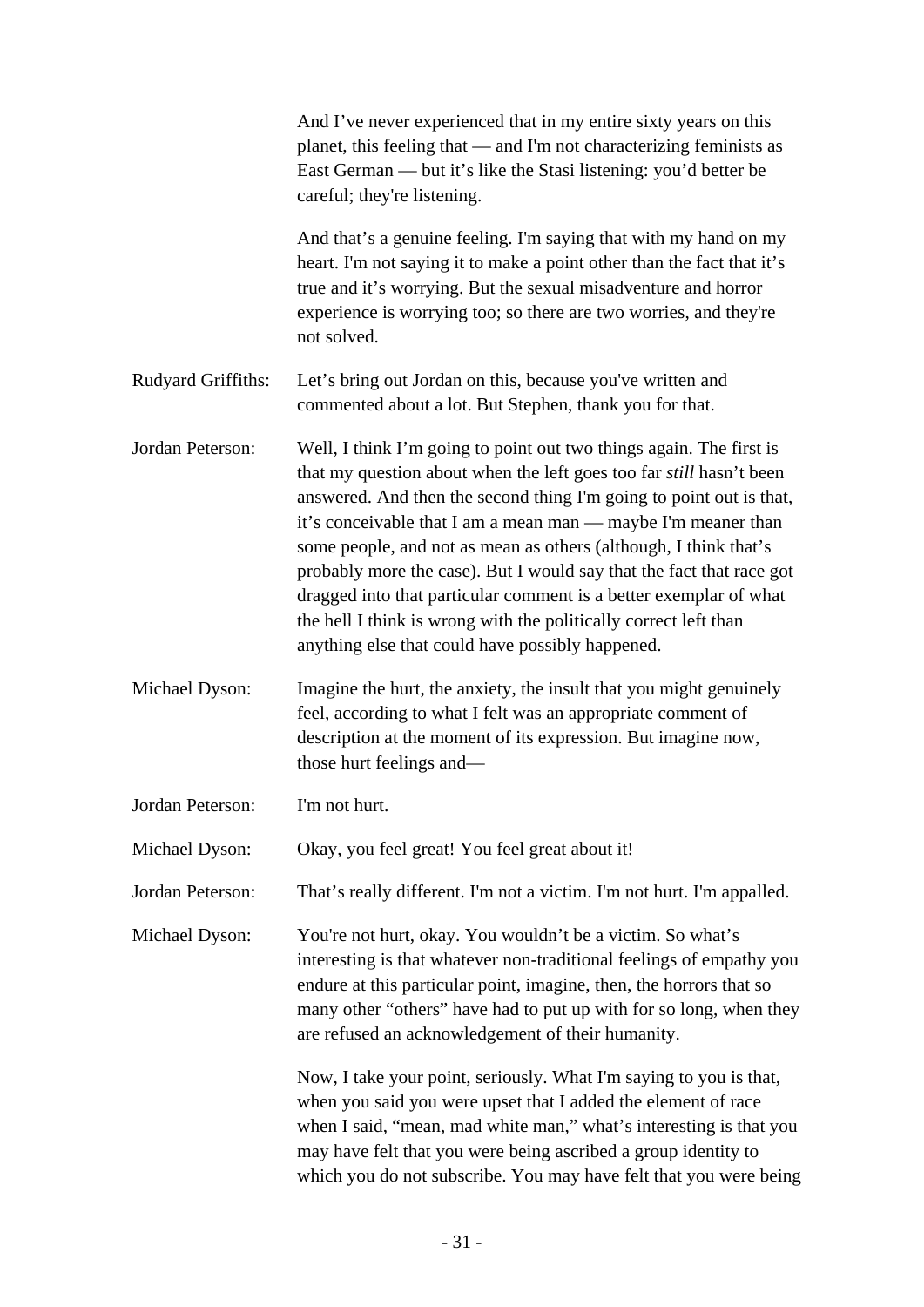And I've never experienced that in my entire sixty years on this planet, this feeling that — and I'm not characterizing feminists as East German — but it's like the Stasi listening: you'd better be careful; they're listening.

And that's a genuine feeling. I'm saying that with my hand on my heart. I'm not saying it to make a point other than the fact that it's true and it's worrying. But the sexual misadventure and horror experience is worrying too; so there are two worries, and they're not solved.

**Rudyard Griffiths:** Let's bring out Jordan on this, because you've written and commented about a lot. But Stephen, thank you for that.

**Jordan Peterson:** Well, I think I'm going to point out two things again. The first is that my question about when the left goes too far *still* hasn't been answered. And then the second thing I'm going to point out is that, it's conceivable that I am a mean man — maybe I'm meaner than some people, and not as mean as others (although, I think that's probably more the case). But I would say that the fact that race got dragged into that particular comment is a better exemplar of what the hell I think is wrong with the politically correct left than anything else that could have possibly happened.

**Michael Dyson:** Imagine the hurt, the anxiety, the insult that you might genuinely feel, according to what I felt was an appropriate comment of description at the moment of its expression. But imagine now, those hurt feelings and—

**Jordan Peterson:** I'm not hurt.

**Michael Dyson:** Okay, you feel great! You feel great about it!

**Jordan Peterson:** That's really different. I'm not a victim. I'm not hurt. I'm appalled.

**Michael Dyson:** You're not hurt, okay. You wouldn't be a victim. So what's interesting is that whatever non-traditional feelings of empathy you endure at this particular point, imagine, then, the horrors that so many other "others" have had to put up with for so long, when they are refused an acknowledgement of their humanity.

Now, I take your point, seriously. What I'm saying to you is that, when you said you were upset that I added the element of race when I said, "mean, mad white man," what's interesting is that you may have felt that you were being ascribed a group identity to which you do not subscribe. You may have felt that you were being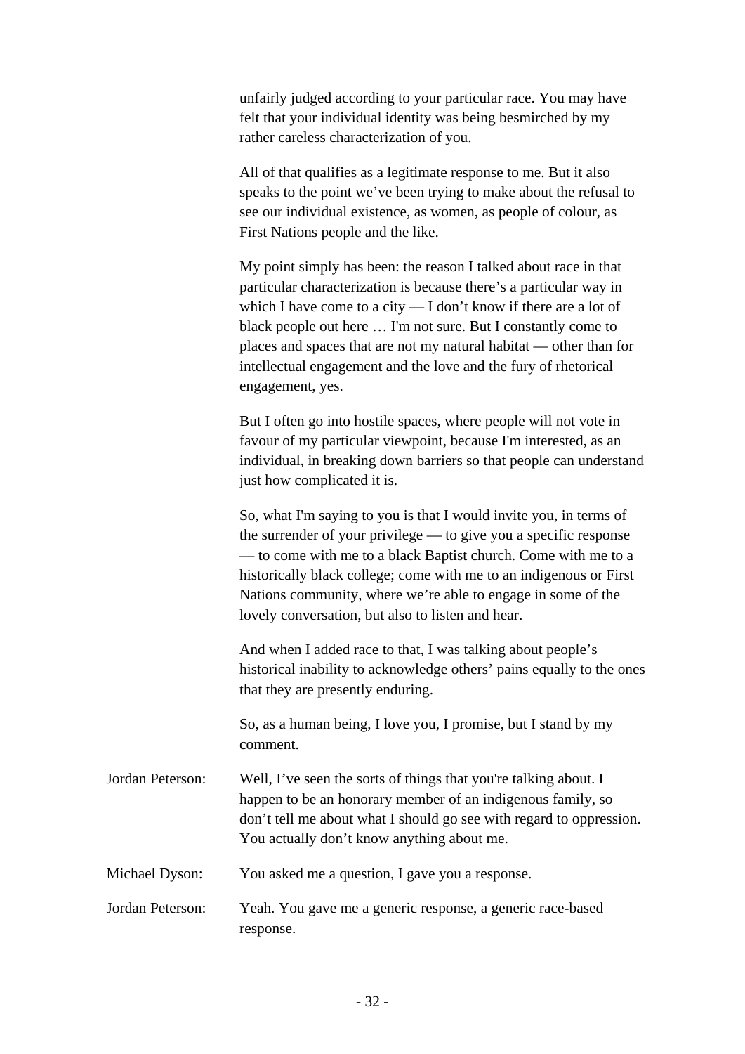unfairly judged according to your particular race. You may have felt that your individual identity was being besmirched by my rather careless characterization of you.

All of that qualifies as a legitimate response to me. But it also speaks to the point we've been trying to make about the refusal to see our individual existence, as women, as people of colour, as First Nations people and the like.

My point simply has been: the reason I talked about race in that particular characterization is because there's a particular way in which I have come to a city — I don't know if there are a lot of black people out here … I'm not sure. But I constantly come to places and spaces that are not my natural habitat — other than for intellectual engagement and the love and the fury of rhetorical engagement, yes.

But I often go into hostile spaces, where people will not vote in favour of my particular viewpoint, because I'm interested, as an individual, in breaking down barriers so that people can understand just how complicated it is.

So, what I'm saying to you is that I would invite you, in terms of the surrender of your privilege — to give you a specific response — to come with me to a black Baptist church. Come with me to a historically black college; come with me to an indigenous or First Nations community, where we're able to engage in some of the lovely conversation, but also to listen and hear.

And when I added race to that, I was talking about people's historical inability to acknowledge others' pains equally to the ones that they are presently enduring.

So, as a human being, I love you, I promise, but I stand by my comment.

Jordan Peterson: Well, I've seen the sorts of things that you're talking about. I happen to be an honorary member of an indigenous family, so don't tell me about what I should go see with regard to oppression. You actually don't know anything about me.

Michael Dyson: You asked me a question, I gave you a response.

Jordan Peterson: Yeah. You gave me a generic response, a generic race-based response.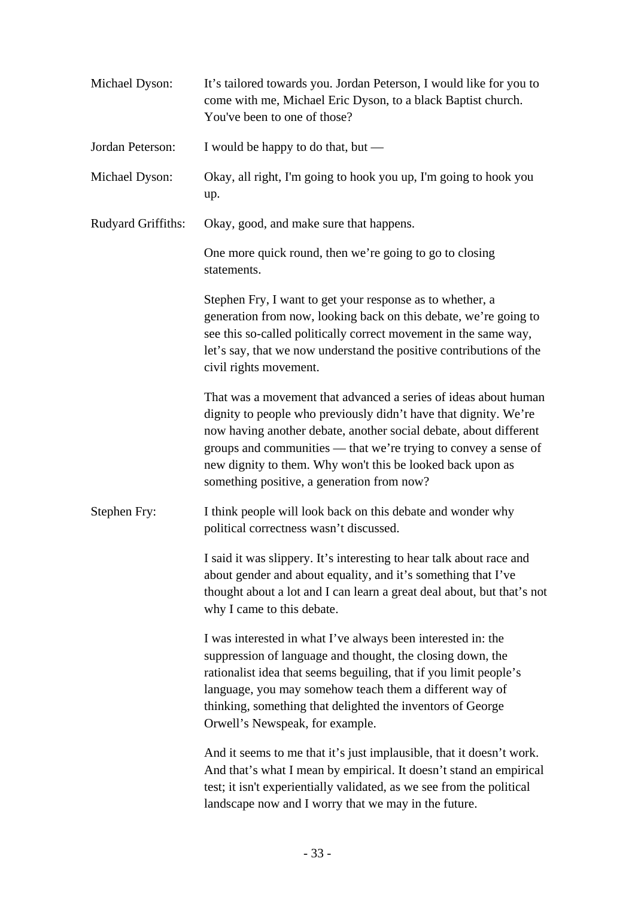Michael Dyson: It's tailored towards you. Jordan Peterson, I would like for you to come with me, Michael Eric Dyson, to a black Baptist church. You've been to one of those?

Jordan Peterson: I would be happy to do that, but —

Michael Dyson: Okay, all right, I'm going to hook you up, I'm going to hook you up.

Rudyard Griffiths: Okay, good, and make sure that happens.

One more quick round, then we're going to go to closing statements.

Stephen Fry, I want to get your response as to whether, a generation from now, looking back on this debate, we're going to see this so-called politically correct movement in the same way, let's say, that we now understand the positive contributions of the civil rights movement.

That was a movement that advanced a series of ideas about human dignity to people who previously didn't have that dignity. We're now having another debate, another social debate, about different groups and communities — that we're trying to convey a sense of new dignity to them. Why won't this be looked back upon as something positive, a generation from now?

Stephen Fry: I think people will look back on this debate and wonder why political correctness wasn't discussed.

I said it was slippery. It's interesting to hear talk about race and about gender and about equality, and it's something that I've thought about a lot and I can learn a great deal about, but that's not why I came to this debate.

I was interested in what I've always been interested in: the suppression of language and thought, the closing down, the rationalist idea that seems beguiling, that if you limit people's language, you may somehow teach them a different way of thinking, something that delighted the inventors of George Orwell's Newspeak, for example.

And it seems to me that it's just implausible, that it doesn't work. And that's what I mean by empirical. It doesn't stand an empirical test; it isn't experientially validated, as we see from the political landscape now and I worry that we may in the future.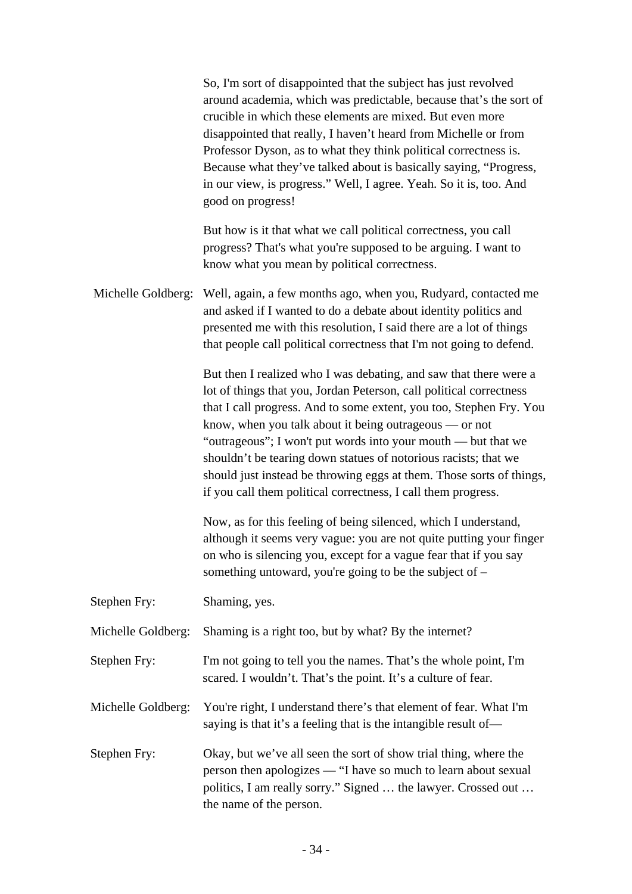So, I'm sort of disappointed that the subject has just revolved around academia, which was predictable, because that's the sort of crucible in which these elements are mixed. But even more disappointed that really, I haven't heard from Michelle or from Professor Dyson, as to what they think political correctness is. Because what they've talked about is basically saying, "Progress, in our view, is progress." Well, I agree. Yeah. So it is, too. And good on progress!

But how is it that what we call political correctness, you call progress? That's what you're supposed to be arguing. I want to know what you mean by political correctness.

**Michelle Goldberg:** Well, again, a few months ago, when you, Rudyard, contacted me and asked if I wanted to do a debate about identity politics and presented me with this resolution, I said there are a lot of things that people call political correctness that I'm not going to defend.

But then I realized who I was debating, and saw that there were a lot of things that you, Jordan Peterson, call political correctness that I call progress. And to some extent, you too, Stephen Fry. You know, when you talk about it being outrageous — or not "outrageous"; I won't put words into your mouth — but that we shouldn't be tearing down statues of notorious racists; that we should just instead be throwing eggs at them. Those sorts of things, if you call them political correctness, I call them progress.

Now, as for this feeling of being silenced, which I understand, although it seems very vague: you are not quite putting your finger on who is silencing you, except for a vague fear that if you say something untoward, you're going to be the subject of –

**Stephen Fry:** Shaming, yes.

**Michelle Goldberg:** Shaming is a right too, but by what? By the internet?

**Stephen Fry:** I'm not going to tell you the names. That's the whole point, I'm scared. I wouldn't. That's the point. It's a culture of fear.

**Michelle Goldberg:** You're right, I understand there's that element of fear. What I'm saying is that it's a feeling that is the intangible result of—

**Stephen Fry:** Okay, but we've all seen the sort of show trial thing, where the person then apologizes — "I have so much to learn about sexual politics, I am really sorry." Signed … the lawyer. Crossed out … the name of the person.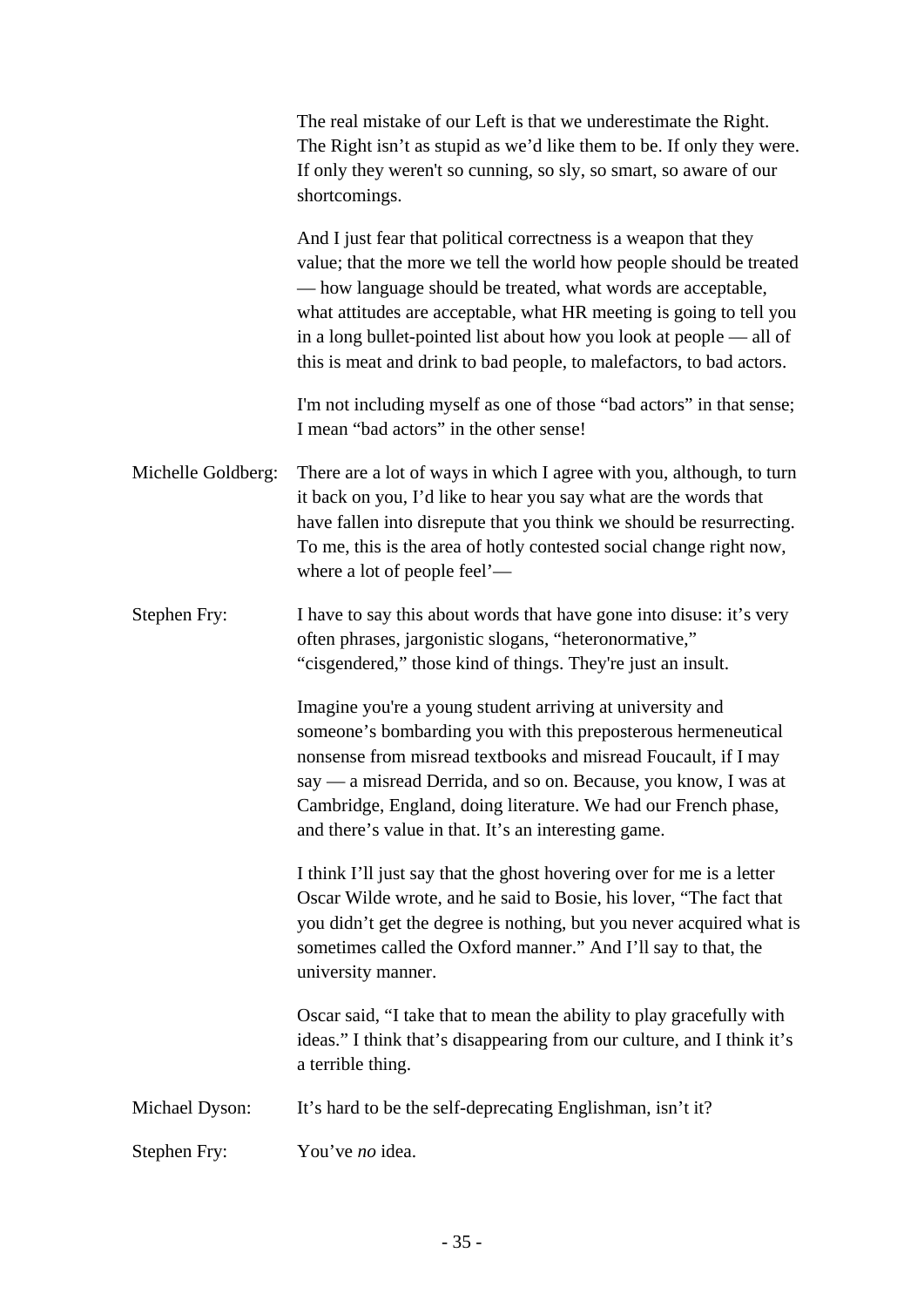The real mistake of our Left is that we underestimate the Right. The Right isn't as stupid as we'd like them to be. If only they were. If only they weren't so cunning, so sly, so smart, so aware of our shortcomings.

And I just fear that political correctness is a weapon that they value; that the more we tell the world how people should be treated — how language should be treated, what words are acceptable, what attitudes are acceptable, what HR meeting is going to tell you in a long bullet-pointed list about how you look at people — all of this is meat and drink to bad people, to malefactors, to bad actors.

I'm not including myself as one of those "bad actors" in that sense; I mean "bad actors" in the other sense!

Michelle Goldberg: There are a lot of ways in which I agree with you, although, to turn it back on you, I'd like to hear you say what are the words that have fallen into disrepute that you think we should be resurrecting. To me, this is the area of hotly contested social change right now, where a lot of people feel'—

Stephen Fry: I have to say this about words that have gone into disuse: it's very often phrases, jargonistic slogans, "heteronormative," "cisgendered," those kind of things. They're just an insult.

Imagine you're a young student arriving at university and someone's bombarding you with this preposterous hermeneutical nonsense from misread textbooks and misread Foucault, if I may say — a misread Derrida, and so on. Because, you know, I was at Cambridge, England, doing literature. We had our French phase, and there's value in that. It's an interesting game.

I think I'll just say that the ghost hovering over for me is a letter Oscar Wilde wrote, and he said to Bosie, his lover, "The fact that you didn't get the degree is nothing, but you never acquired what is sometimes called the Oxford manner." And I'll say to that, the university manner.

Oscar said, "I take that to mean the ability to play gracefully with ideas." I think that's disappearing from our culture, and I think it's a terrible thing.

Michael Dyson: It's hard to be the self-deprecating Englishman, isn't it?

Stephen Fry: You've *no* idea.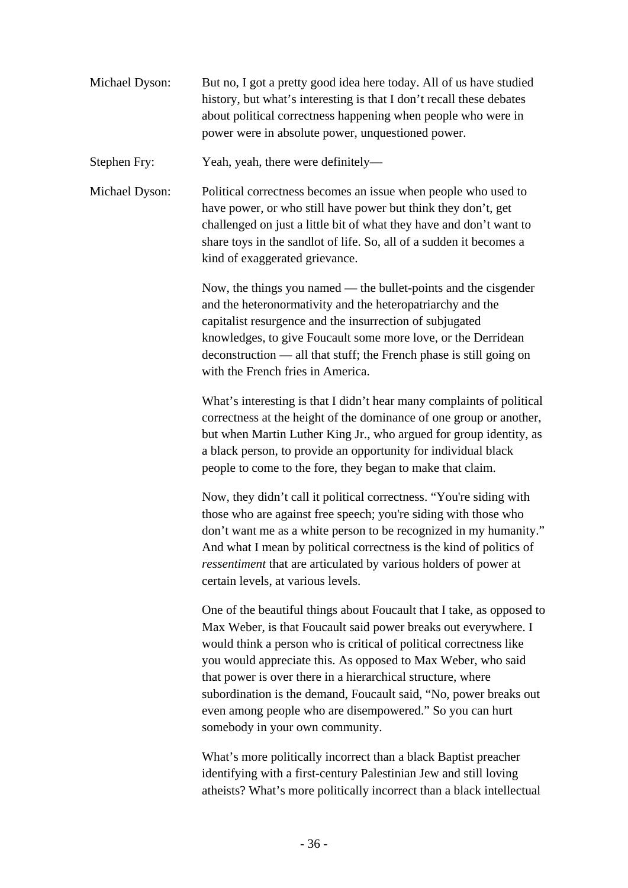Michael Dyson: But no, I got a pretty good idea here today. All of us have studied history, but what's interesting is that I don't recall these debates about political correctness happening when people who were in power were in absolute power, unquestioned power.

Stephen Fry: Yeah, yeah, there were definitely—

Michael Dyson: Political correctness becomes an issue when people who used to have power, or who still have power but think they don't, get challenged on just a little bit of what they have and don't want to share toys in the sandlot of life. So, all of a sudden it becomes a kind of exaggerated grievance.

Now, the things you named — the bullet-points and the cisgender and the heteronormativity and the heteropatriarchy and the capitalist resurgence and the insurrection of subjugated knowledges, to give Foucault some more love, or the Derridean deconstruction — all that stuff; the French phase is still going on with the French fries in America.

What's interesting is that I didn't hear many complaints of political correctness at the height of the dominance of one group or another, but when Martin Luther King Jr., who argued for group identity, as a black person, to provide an opportunity for individual black people to come to the fore, they began to make that claim.

Now, they didn't call it political correctness. "You're siding with those who are against free speech; you're siding with those who don't want me as a white person to be recognized in my humanity." And what I mean by political correctness is the kind of politics of *ressentiment* that are articulated by various holders of power at certain levels, at various levels.

One of the beautiful things about Foucault that I take, as opposed to Max Weber, is that Foucault said power breaks out everywhere. I would think a person who is critical of political correctness like you would appreciate this. As opposed to Max Weber, who said that power is over there in a hierarchical structure, where subordination is the demand, Foucault said, "No, power breaks out even among people who are disempowered." So you can hurt somebody in your own community.

What's more politically incorrect than a black Baptist preacher identifying with a first-century Palestinian Jew and still loving atheists? What's more politically incorrect than a black intellectual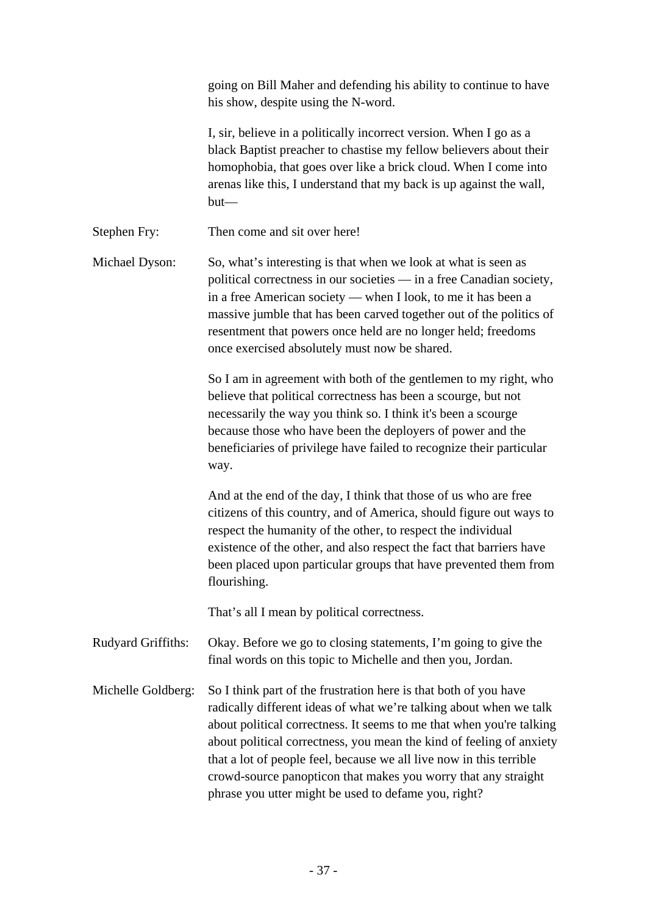going on Bill Maher and defending his ability to continue to have his show, despite using the N-word.

I, sir, believe in a politically incorrect version. When I go as a black Baptist preacher to chastise my fellow believers about their homophobia, that goes over like a brick cloud. When I come into arenas like this, I understand that my back is up against the wall, but—

**Stephen Fry:** Then come and sit over here!

**Michael Dyson:** So, what's interesting is that when we look at what is seen as political correctness in our societies — in a free Canadian society, in a free American society — when I look, to me it has been a massive jumble that has been carved together out of the politics of resentment that powers once held are no longer held; freedoms once exercised absolutely must now be shared.

So I am in agreement with both of the gentlemen to my right, who believe that political correctness has been a scourge, but not necessarily the way you think so. I think it's been a scourge because those who have been the deployers of power and the beneficiaries of privilege have failed to recognize their particular way.

And at the end of the day, I think that those of us who are free citizens of this country, and of America, should figure out ways to respect the humanity of the other, to respect the individual existence of the other, and also respect the fact that barriers have been placed upon particular groups that have prevented them from flourishing.

That's all I mean by political correctness.

**Rudyard Griffiths:** Okay. Before we go to closing statements, I'm going to give the final words on this topic to Michelle and then you, Jordan.

**Michelle Goldberg:** So I think part of the frustration here is that both of you have radically different ideas of what we're talking about when we talk about political correctness. It seems to me that when you're talking about political correctness, you mean the kind of feeling of anxiety that a lot of people feel, because we all live now in this terrible crowd-source panopticon that makes you worry that any straight phrase you utter might be used to defame you, right?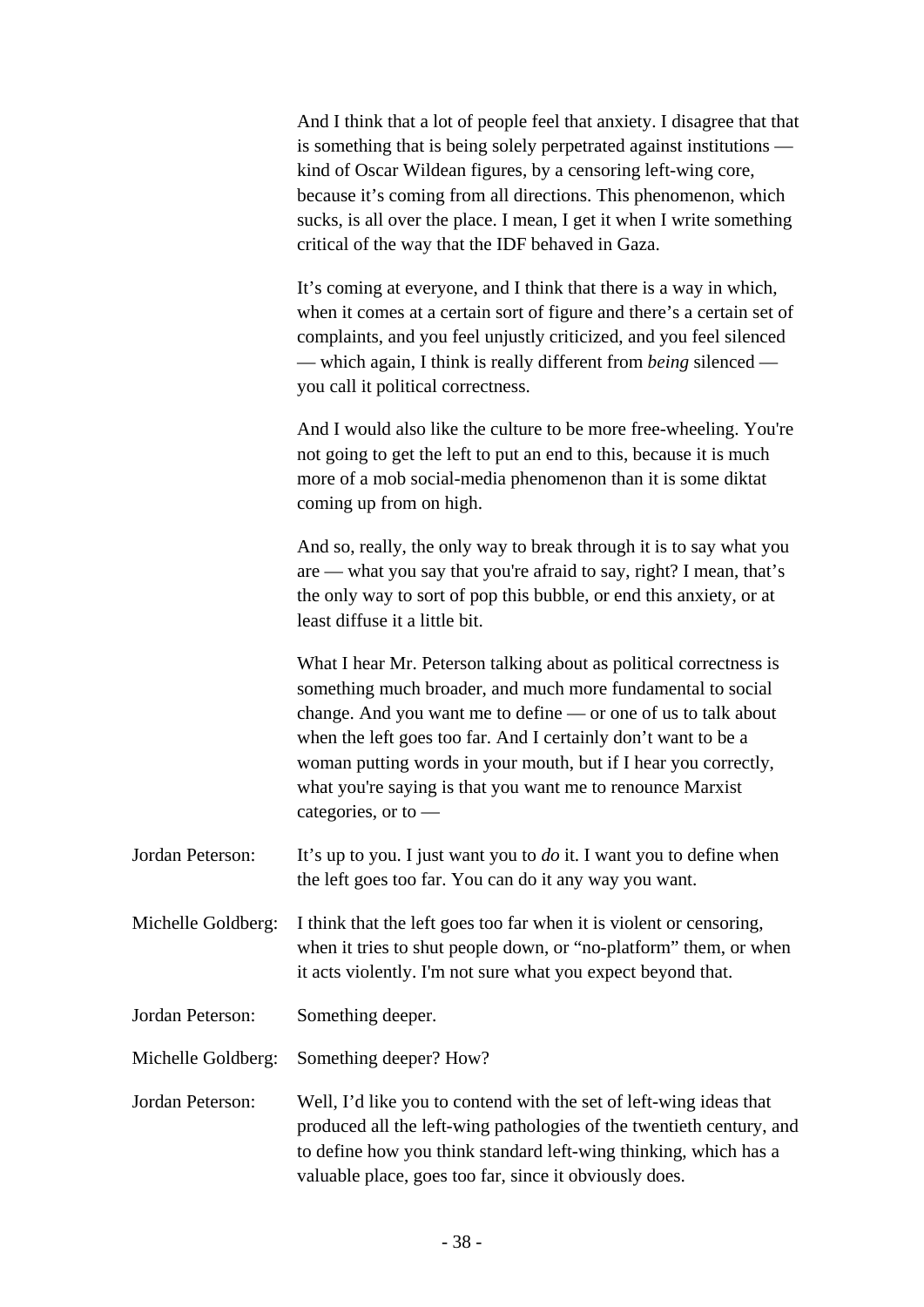And I think that a lot of people feel that anxiety. I disagree that that is something that is being solely perpetrated against institutions — kind of Oscar Wildean figures, by a censoring left-wing core, because it's coming from all directions. This phenomenon, which sucks, is all over the place. I mean, I get it when I write something critical of the way that the IDF behaved in Gaza.

It's coming at everyone, and I think that there is a way in which, when it comes at a certain sort of figure and there's a certain set of complaints, and you feel unjustly criticized, and you feel silenced — which again, I think is really different from *being* silenced — you call it political correctness.

And I would also like the culture to be more free-wheeling. You're not going to get the left to put an end to this, because it is much more of a mob social-media phenomenon than it is some diktat coming up from on high.

And so, really, the only way to break through it is to say what you are — what you say that you're afraid to say, right? I mean, that's the only way to sort of pop this bubble, or end this anxiety, or at least diffuse it a little bit.

What I hear Mr. Peterson talking about as political correctness is something much broader, and much more fundamental to social change. And you want me to define — or one of us to talk about when the left goes too far. And I certainly don't want to be a woman putting words in your mouth, but if I hear you correctly, what you're saying is that you want me to renounce Marxist categories, or to —

Jordan Peterson: It's up to you. I just want you to *do* it. I want you to define when the left goes too far. You can do it any way you want.

Michelle Goldberg: I think that the left goes too far when it is violent or censoring, when it tries to shut people down, or "no-platform" them, or when it acts violently. I'm not sure what you expect beyond that.

Jordan Peterson: Something deeper.

Michelle Goldberg: Something deeper? How?

Jordan Peterson: Well, I'd like you to contend with the set of left-wing ideas that produced all the left-wing pathologies of the twentieth century, and to define how you think standard left-wing thinking, which has a valuable place, goes too far, since it obviously does.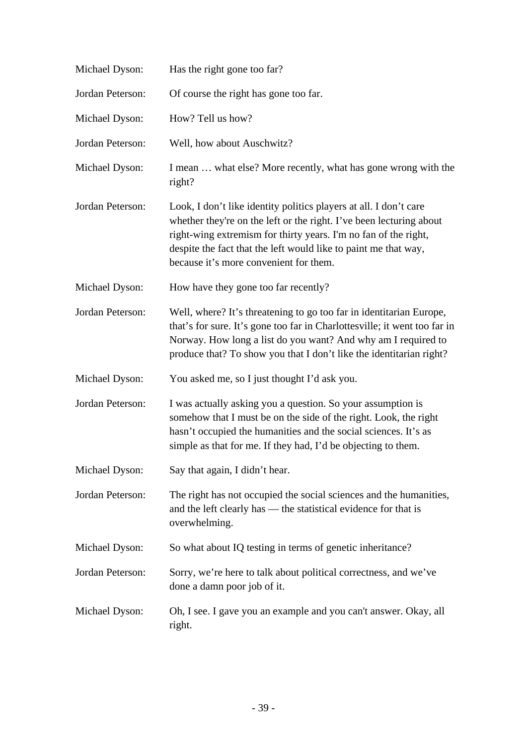Michael Dyson: Has the right gone too far?

Jordan Peterson: Of course the right has gone too far.

Michael Dyson: How? Tell us how?

Jordan Peterson: Well, how about Auschwitz?

Michael Dyson: I mean … what else? More recently, what has gone wrong with the right?

Jordan Peterson: Look, I don't like identity politics players at all. I don't care whether they're on the left or the right. I've been lecturing about right-wing extremism for thirty years. I'm no fan of the right, despite the fact that the left would like to paint me that way, because it's more convenient for them.

Michael Dyson: How have they gone too far recently?

Jordan Peterson: Well, where? It's threatening to go too far in identitarian Europe, that's for sure. It's gone too far in Charlottesville; it went too far in Norway. How long a list do you want? And why am I required to produce that? To show you that I don't like the identitarian right?

Michael Dyson: You asked me, so I just thought I'd ask you.

Jordan Peterson: I was actually asking you a question. So your assumption is somehow that I must be on the side of the right. Look, the right hasn't occupied the humanities and the social sciences. It's as simple as that for me. If they had, I'd be objecting to them.

Michael Dyson: Say that again, I didn't hear.

Jordan Peterson: The right has not occupied the social sciences and the humanities, and the left clearly has — the statistical evidence for that is overwhelming.

Michael Dyson: So what about IQ testing in terms of genetic inheritance?

Jordan Peterson: Sorry, we're here to talk about political correctness, and we've done a damn poor job of it.

Michael Dyson: Oh, I see. I gave you an example and you can't answer. Okay, all right.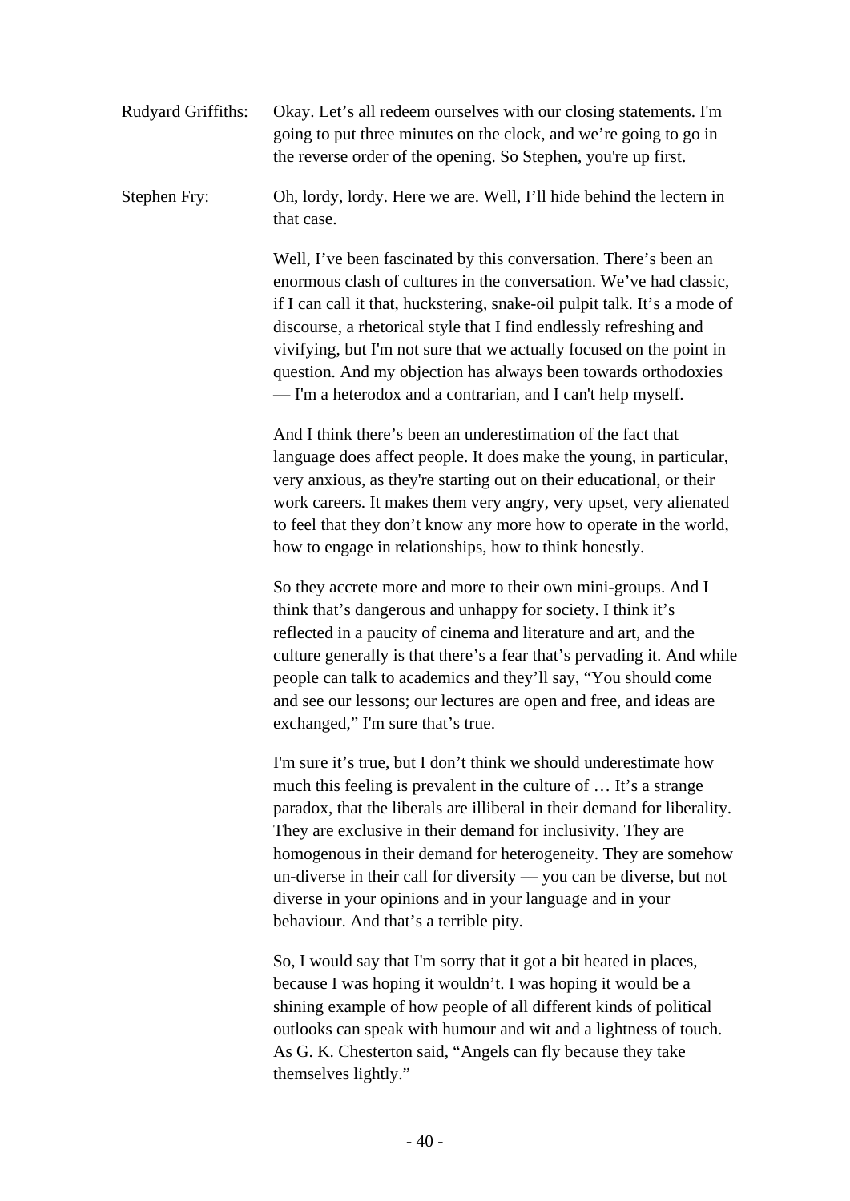Rudyard Griffiths: Okay. Let's all redeem ourselves with our closing statements. I'm going to put three minutes on the clock, and we're going to go in the reverse order of the opening. So Stephen, you're up first.

Stephen Fry: Oh, lordy, lordy. Here we are. Well, I'll hide behind the lectern in that case.

Well, I've been fascinated by this conversation. There's been an enormous clash of cultures in the conversation. We've had classic, if I can call it that, huckstering, snake-oil pulpit talk. It's a mode of discourse, a rhetorical style that I find endlessly refreshing and vivifying, but I'm not sure that we actually focused on the point in question. And my objection has always been towards orthodoxies — I'm a heterodox and a contrarian, and I can't help myself.

And I think there's been an underestimation of the fact that language does affect people. It does make the young, in particular, very anxious, as they're starting out on their educational, or their work careers. It makes them very angry, very upset, very alienated to feel that they don't know any more how to operate in the world, how to engage in relationships, how to think honestly.

So they accrete more and more to their own mini-groups. And I think that's dangerous and unhappy for society. I think it's reflected in a paucity of cinema and literature and art, and the culture generally is that there's a fear that's pervading it. And while people can talk to academics and they'll say, "You should come and see our lessons; our lectures are open and free, and ideas are exchanged," I'm sure that's true.

I'm sure it's true, but I don't think we should underestimate how much this feeling is prevalent in the culture of … It's a strange paradox, that the liberals are illiberal in their demand for liberality. They are exclusive in their demand for inclusivity. They are homogenous in their demand for heterogeneity. They are somehow un-diverse in their call for diversity — you can be diverse, but not diverse in your opinions and in your language and in your behaviour. And that's a terrible pity.

So, I would say that I'm sorry that it got a bit heated in places, because I was hoping it wouldn't. I was hoping it would be a shining example of how people of all different kinds of political outlooks can speak with humour and wit and a lightness of touch. As G. K. Chesterton said, "Angels can fly because they take themselves lightly."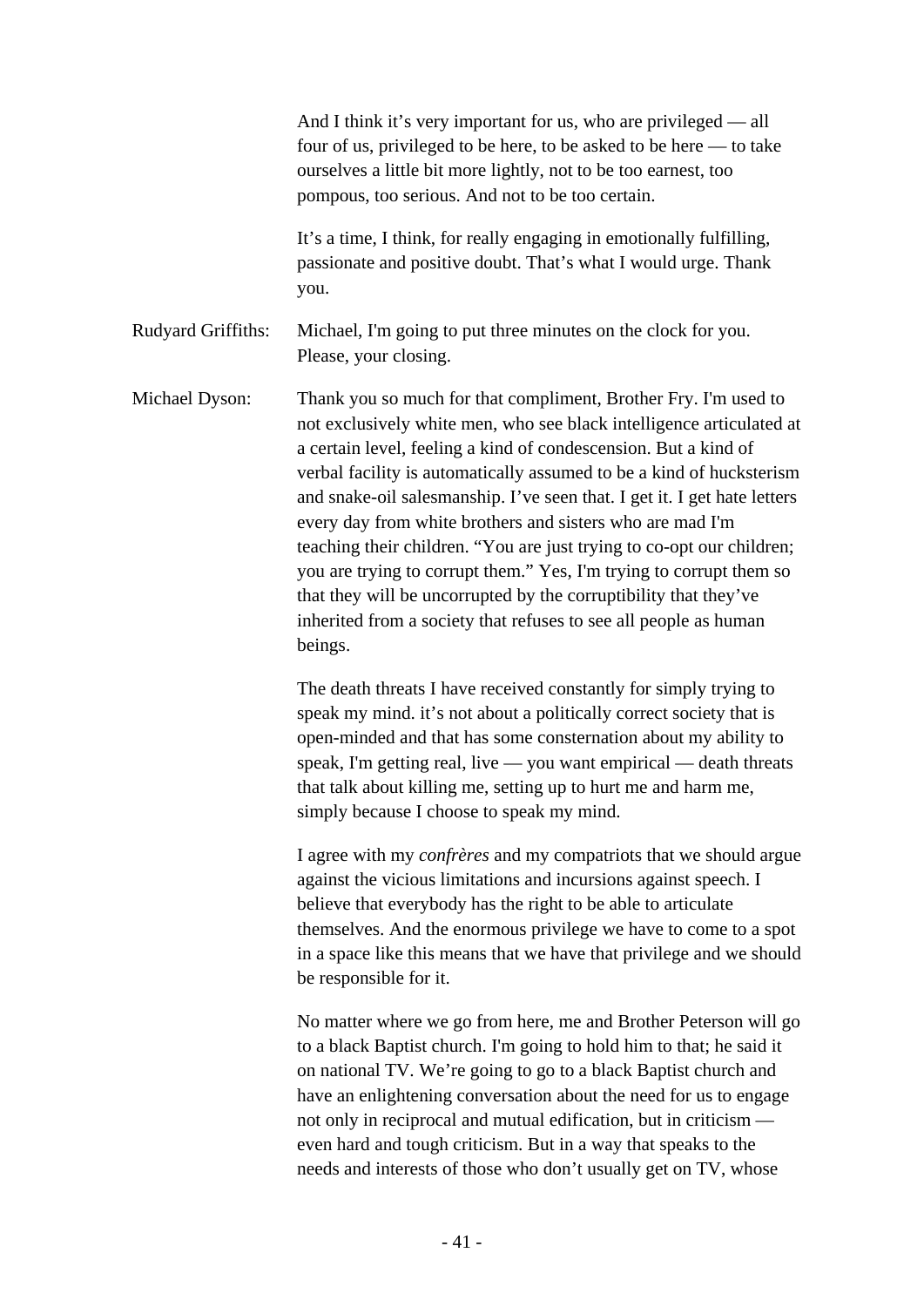And I think it's very important for us, who are privileged — all four of us, privileged to be here, to be asked to be here — to take ourselves a little bit more lightly, not to be too earnest, too pompous, too serious. And not to be too certain.

It's a time, I think, for really engaging in emotionally fulfilling, passionate and positive doubt. That's what I would urge. Thank you.

Rudyard Griffiths: Michael, I'm going to put three minutes on the clock for you. Please, your closing.

Michael Dyson: Thank you so much for that compliment, Brother Fry. I'm used to not exclusively white men, who see black intelligence articulated at a certain level, feeling a kind of condescension. But a kind of verbal facility is automatically assumed to be a kind of hucksterism and snake-oil salesmanship. I've seen that. I get it. I get hate letters every day from white brothers and sisters who are mad I'm teaching their children. "You are just trying to co-opt our children; you are trying to corrupt them." Yes, I'm trying to corrupt them so that they will be uncorrupted by the corruptibility that they've inherited from a society that refuses to see all people as human beings.

The death threats I have received constantly for simply trying to speak my mind. it's not about a politically correct society that is open-minded and that has some consternation about my ability to speak, I'm getting real, live — you want empirical — death threats that talk about killing me, setting up to hurt me and harm me, simply because I choose to speak my mind.

I agree with my *confrères* and my compatriots that we should argue against the vicious limitations and incursions against speech. I believe that everybody has the right to be able to articulate themselves. And the enormous privilege we have to come to a spot in a space like this means that we have that privilege and we should be responsible for it.

No matter where we go from here, me and Brother Peterson will go to a black Baptist church. I'm going to hold him to that; he said it on national TV. We're going to go to a black Baptist church and have an enlightening conversation about the need for us to engage not only in reciprocal and mutual edification, but in criticism — even hard and tough criticism. But in a way that speaks to the needs and interests of those who don't usually get on TV, whose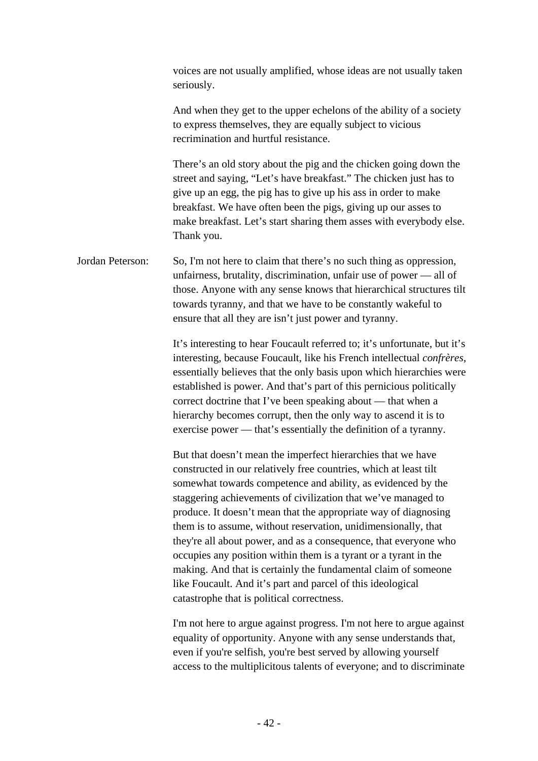voices are not usually amplified, whose ideas are not usually taken seriously.

And when they get to the upper echelons of the ability of a society to express themselves, they are equally subject to vicious recrimination and hurtful resistance.

There's an old story about the pig and the chicken going down the street and saying, "Let's have breakfast." The chicken just has to give up an egg, the pig has to give up his ass in order to make breakfast. We have often been the pigs, giving up our asses to make breakfast. Let's start sharing them asses with everybody else. Thank you.

Jordan Peterson: So, I'm not here to claim that there's no such thing as oppression, unfairness, brutality, discrimination, unfair use of power — all of those. Anyone with any sense knows that hierarchical structures tilt towards tyranny, and that we have to be constantly wakeful to ensure that all they are isn't just power and tyranny.

It's interesting to hear Foucault referred to; it's unfortunate, but it's interesting, because Foucault, like his French intellectual *confrères*, essentially believes that the only basis upon which hierarchies were established is power. And that's part of this pernicious politically correct doctrine that I've been speaking about — that when a hierarchy becomes corrupt, then the only way to ascend it is to exercise power — that's essentially the definition of a tyranny.

But that doesn't mean the imperfect hierarchies that we have constructed in our relatively free countries, which at least tilt somewhat towards competence and ability, as evidenced by the staggering achievements of civilization that we've managed to produce. It doesn't mean that the appropriate way of diagnosing them is to assume, without reservation, unidimensionally, that they're all about power, and as a consequence, that everyone who occupies any position within them is a tyrant or a tyrant in the making. And that is certainly the fundamental claim of someone like Foucault. And it's part and parcel of this ideological catastrophe that is political correctness.

I'm not here to argue against progress. I'm not here to argue against equality of opportunity. Anyone with any sense understands that, even if you're selfish, you're best served by allowing yourself access to the multiplicitous talents of everyone; and to discriminate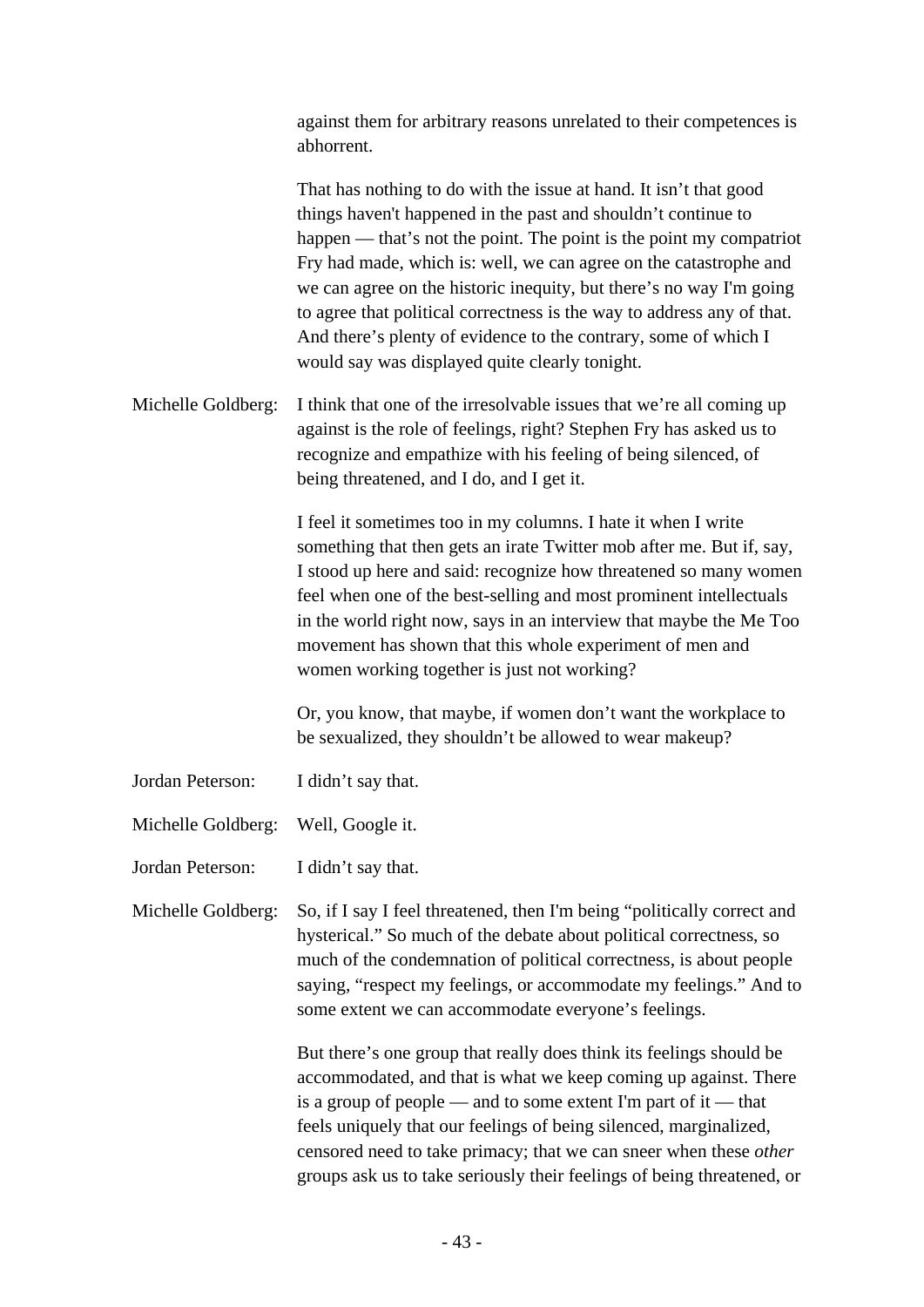against them for arbitrary reasons unrelated to their competences is abhorrent.

That has nothing to do with the issue at hand. It isn't that good things haven't happened in the past and shouldn't continue to happen — that's not the point. The point is the point my compatriot Fry had made, which is: well, we can agree on the catastrophe and we can agree on the historic inequity, but there's no way I'm going to agree that political correctness is the way to address any of that. And there's plenty of evidence to the contrary, some of which I would say was displayed quite clearly tonight.

Michelle Goldberg: I think that one of the irresolvable issues that we're all coming up against is the role of feelings, right? Stephen Fry has asked us to recognize and empathize with his feeling of being silenced, of being threatened, and I do, and I get it.

I feel it sometimes too in my columns. I hate it when I write something that then gets an irate Twitter mob after me. But if, say, I stood up here and said: recognize how threatened so many women feel when one of the best-selling and most prominent intellectuals in the world right now, says in an interview that maybe the Me Too movement has shown that this whole experiment of men and women working together is just not working?

Or, you know, that maybe, if women don't want the workplace to be sexualized, they shouldn't be allowed to wear makeup?

Jordan Peterson: I didn't say that.

Michelle Goldberg: Well, Google it.

Jordan Peterson: I didn't say that.

Michelle Goldberg: So, if I say I feel threatened, then I'm being "politically correct and hysterical." So much of the debate about political correctness, so much of the condemnation of political correctness, is about people saying, "respect my feelings, or accommodate my feelings." And to some extent we can accommodate everyone's feelings.

But there's one group that really does think its feelings should be accommodated, and that is what we keep coming up against. There is a group of people — and to some extent I'm part of it — that feels uniquely that our feelings of being silenced, marginalized, censored need to take primacy; that we can sneer when these *other* groups ask us to take seriously their feelings of being threatened, or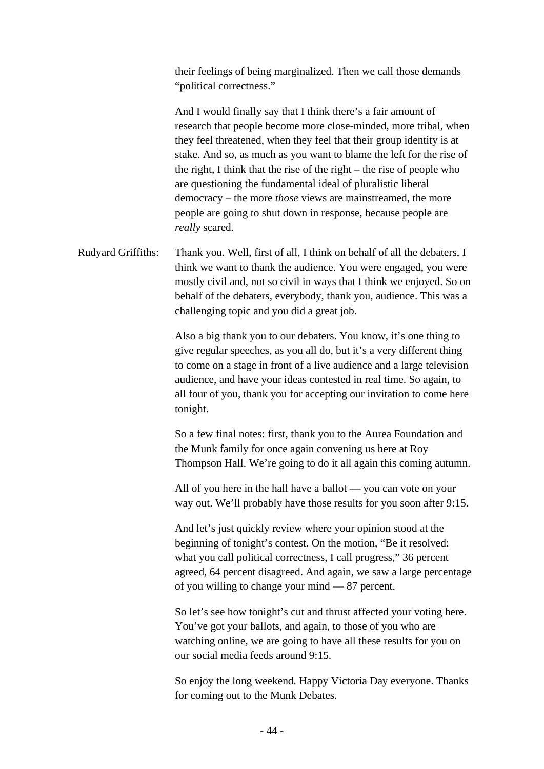their feelings of being marginalized. Then we call those demands "political correctness."

And I would finally say that I think there's a fair amount of research that people become more close-minded, more tribal, when they feel threatened, when they feel that their group identity is at stake. And so, as much as you want to blame the left for the rise of the right, I think that the rise of the right – the rise of people who are questioning the fundamental ideal of pluralistic liberal democracy – the more *those* views are mainstreamed, the more people are going to shut down in response, because people are *really* scared.

Rudyard Griffiths: Thank you. Well, first of all, I think on behalf of all the debaters, I think we want to thank the audience. You were engaged, you were mostly civil and, not so civil in ways that I think we enjoyed. So on behalf of the debaters, everybody, thank you, audience. This was a challenging topic and you did a great job.

Also a big thank you to our debaters. You know, it's one thing to give regular speeches, as you all do, but it's a very different thing to come on a stage in front of a live audience and a large television audience, and have your ideas contested in real time. So again, to all four of you, thank you for accepting our invitation to come here tonight.

So a few final notes: first, thank you to the Aurea Foundation and the Munk family for once again convening us here at Roy Thompson Hall. We're going to do it all again this coming autumn.

All of you here in the hall have a ballot — you can vote on your way out. We'll probably have those results for you soon after 9:15.

And let's just quickly review where your opinion stood at the beginning of tonight's contest. On the motion, "Be it resolved: what you call political correctness, I call progress," 36 percent agreed, 64 percent disagreed. And again, we saw a large percentage of you willing to change your mind — 87 percent.

So let's see how tonight's cut and thrust affected your voting here. You've got your ballots, and again, to those of you who are watching online, we are going to have all these results for you on our social media feeds around 9:15.

So enjoy the long weekend. Happy Victoria Day everyone. Thanks for coming out to the Munk Debates.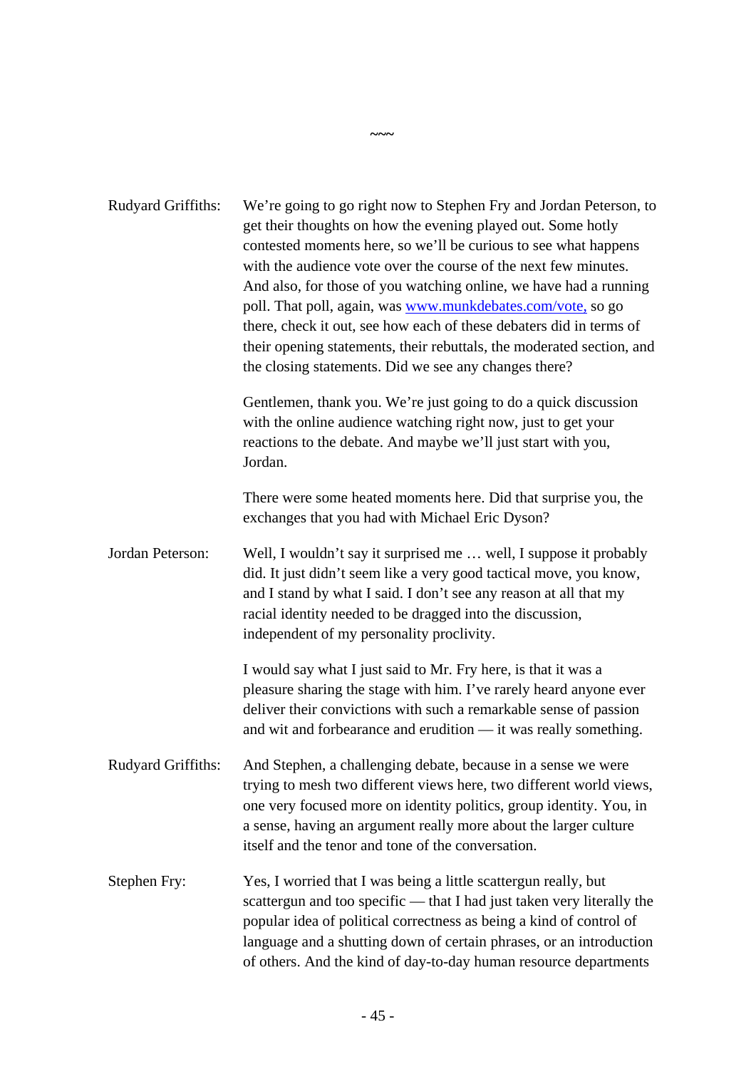~~~

**Rudyard Griffiths:** We're going to go right now to Stephen Fry and Jordan Peterson, to get their thoughts on how the evening played out. Some hotly contested moments here, so we'll be curious to see what happens with the audience vote over the course of the next few minutes. And also, for those of you watching online, we have had a running poll. That poll, again, was www.munkdebates.com/vote, so go there, check it out, see how each of these debaters did in terms of their opening statements, their rebuttals, the moderated section, and the closing statements. Did we see any changes there?

Gentlemen, thank you. We're just going to do a quick discussion with the online audience watching right now, just to get your reactions to the debate. And maybe we'll just start with you, Jordan.

There were some heated moments here. Did that surprise you, the exchanges that you had with Michael Eric Dyson?

**Jordan Peterson:** Well, I wouldn't say it surprised me … well, I suppose it probably did. It just didn't seem like a very good tactical move, you know, and I stand by what I said. I don't see any reason at all that my racial identity needed to be dragged into the discussion, independent of my personality proclivity.

I would say what I just said to Mr. Fry here, is that it was a pleasure sharing the stage with him. I've rarely heard anyone ever deliver their convictions with such a remarkable sense of passion and wit and forbearance and erudition — it was really something.

**Rudyard Griffiths:** And Stephen, a challenging debate, because in a sense we were trying to mesh two different views here, two different world views, one very focused more on identity politics, group identity. You, in a sense, having an argument really more about the larger culture itself and the tenor and tone of the conversation.

**Stephen Fry:** Yes, I worried that I was being a little scattergun really, but scattergun and too specific — that I had just taken very literally the popular idea of political correctness as being a kind of control of language and a shutting down of certain phrases, or an introduction of others. And the kind of day-to-day human resource departments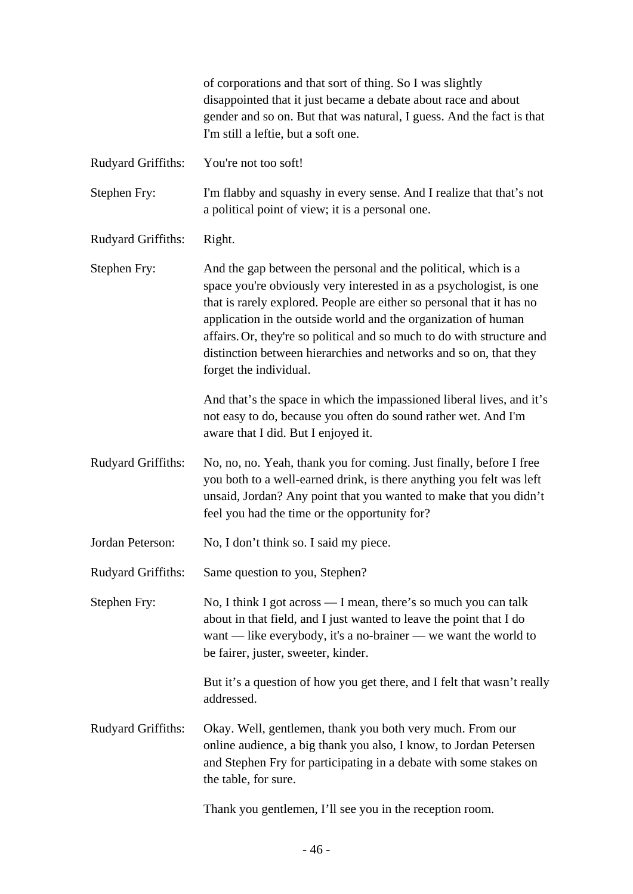of corporations and that sort of thing. So I was slightly disappointed that it just became a debate about race and about gender and so on. But that was natural, I guess. And the fact is that I'm still a leftie, but a soft one.

Rudyard Griffiths: You're not too soft!

Stephen Fry: I'm flabby and squashy in every sense. And I realize that that's not a political point of view; it is a personal one.

Rudyard Griffiths: Right.

Stephen Fry: And the gap between the personal and the political, which is a space you're obviously very interested in as a psychologist, is one that is rarely explored. People are either so personal that it has no application in the outside world and the organization of human affairs. Or, they're so political and so much to do with structure and distinction between hierarchies and networks and so on, that they forget the individual.

And that's the space in which the impassioned liberal lives, and it's not easy to do, because you often do sound rather wet. And I'm aware that I did. But I enjoyed it.

Rudyard Griffiths: No, no, no. Yeah, thank you for coming. Just finally, before I free you both to a well-earned drink, is there anything you felt was left unsaid, Jordan? Any point that you wanted to make that you didn't feel you had the time or the opportunity for?

Jordan Peterson: No, I don't think so. I said my piece.

Rudyard Griffiths: Same question to you, Stephen?

Stephen Fry: No, I think I got across — I mean, there's so much you can talk about in that field, and I just wanted to leave the point that I do want — like everybody, it's a no-brainer — we want the world to be fairer, juster, sweeter, kinder.

But it's a question of how you get there, and I felt that wasn't really addressed.

Rudyard Griffiths: Okay. Well, gentlemen, thank you both very much. From our online audience, a big thank you also, I know, to Jordan Petersen and Stephen Fry for participating in a debate with some stakes on the table, for sure.

Thank you gentlemen, I'll see you in the reception room.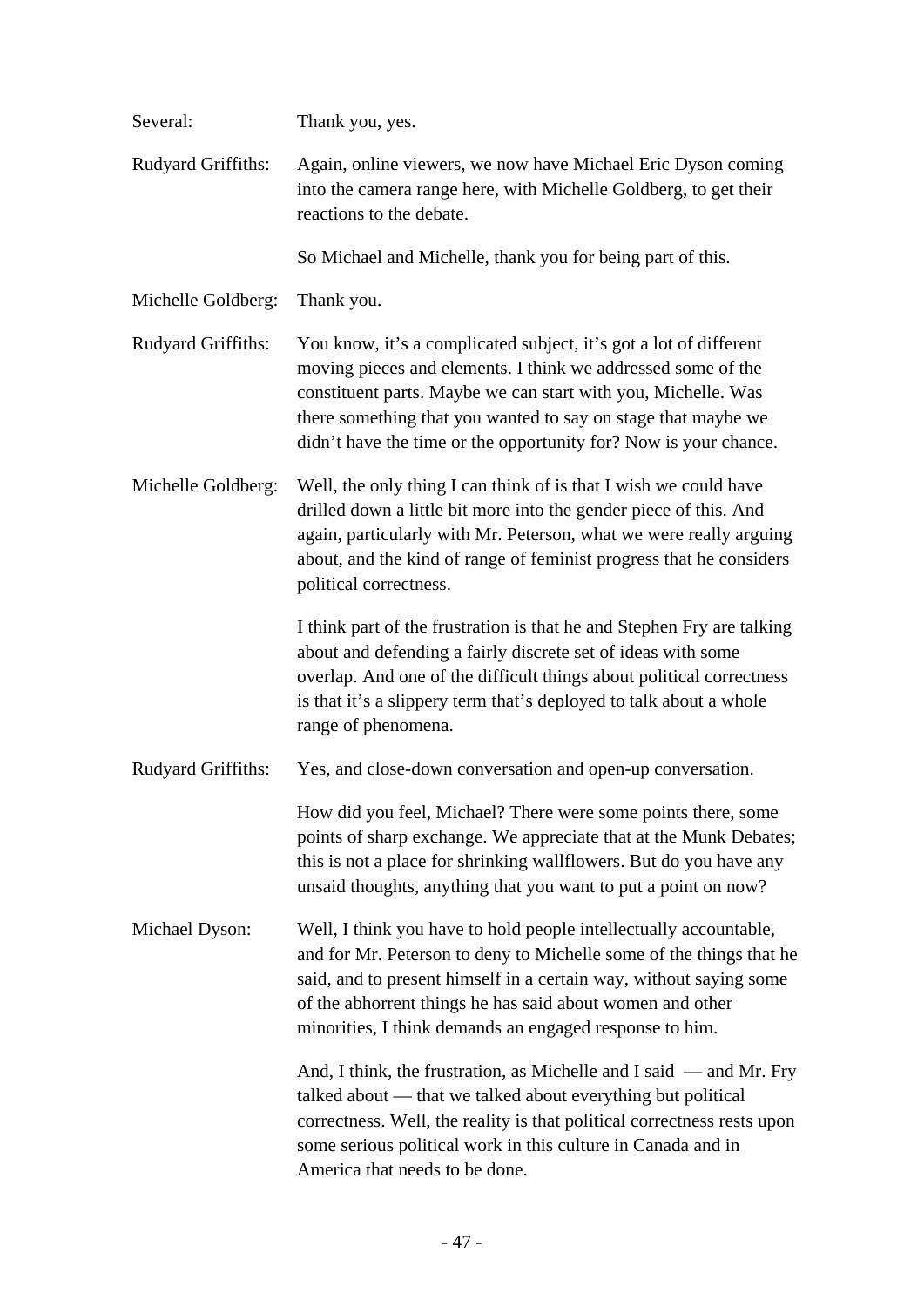Several: Thank you, yes.

Rudyard Griffiths: Again, online viewers, we now have Michael Eric Dyson coming into the camera range here, with Michelle Goldberg, to get their reactions to the debate.

So Michael and Michelle, thank you for being part of this.

Michelle Goldberg: Thank you.

Rudyard Griffiths: You know, it's a complicated subject, it's got a lot of different moving pieces and elements. I think we addressed some of the constituent parts. Maybe we can start with you, Michelle. Was there something that you wanted to say on stage that maybe we didn't have the time or the opportunity for? Now is your chance.

Michelle Goldberg: Well, the only thing I can think of is that I wish we could have drilled down a little bit more into the gender piece of this. And again, particularly with Mr. Peterson, what we were really arguing about, and the kind of range of feminist progress that he considers political correctness.

I think part of the frustration is that he and Stephen Fry are talking about and defending a fairly discrete set of ideas with some overlap. And one of the difficult things about political correctness is that it's a slippery term that's deployed to talk about a whole range of phenomena.

Rudyard Griffiths: Yes, and close-down conversation and open-up conversation.

How did you feel, Michael? There were some points there, some points of sharp exchange. We appreciate that at the Munk Debates; this is not a place for shrinking wallflowers. But do you have any unsaid thoughts, anything that you want to put a point on now?

Michael Dyson: Well, I think you have to hold people intellectually accountable, and for Mr. Peterson to deny to Michelle some of the things that he said, and to present himself in a certain way, without saying some of the abhorrent things he has said about women and other minorities, I think demands an engaged response to him.

And, I think, the frustration, as Michelle and I said — and Mr. Fry talked about — that we talked about everything but political correctness. Well, the reality is that political correctness rests upon some serious political work in this culture in Canada and in America that needs to be done.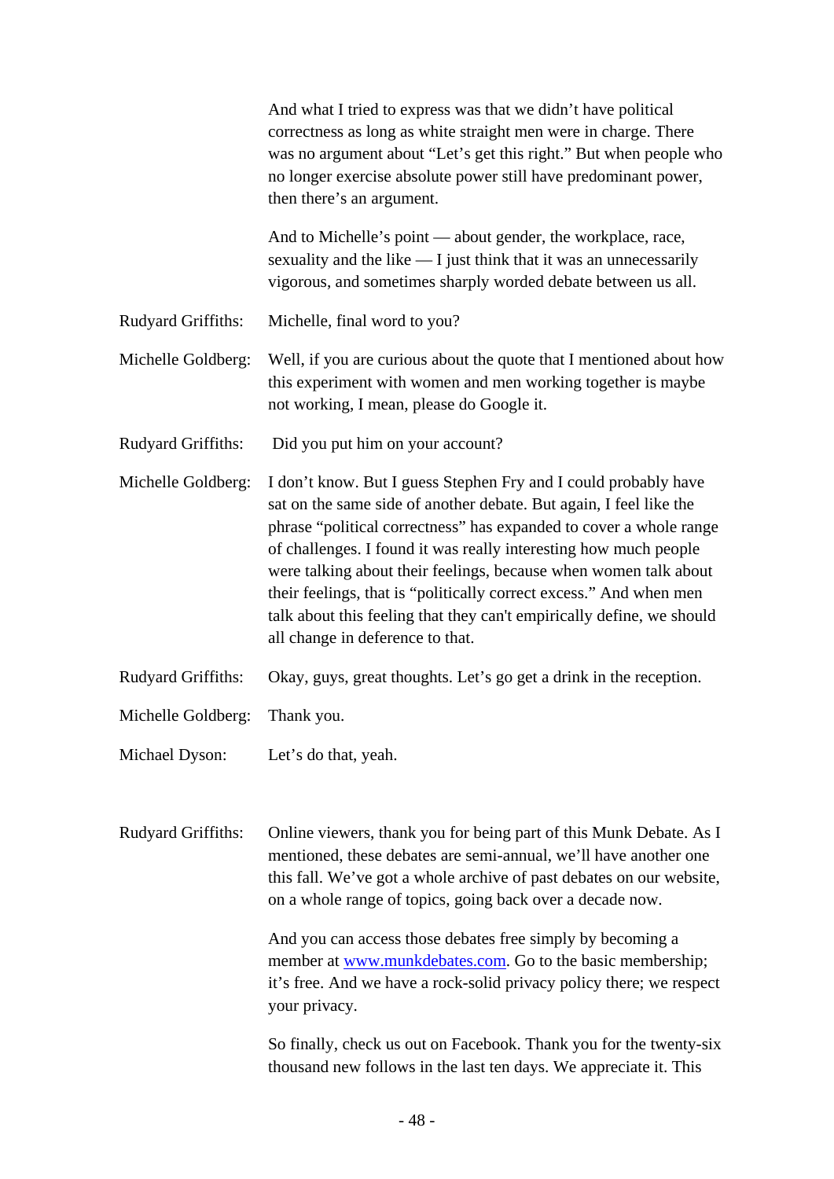And what I tried to express was that we didn't have political correctness as long as white straight men were in charge. There was no argument about "Let's get this right." But when people who no longer exercise absolute power still have predominant power, then there's an argument.

And to Michelle's point — about gender, the workplace, race, sexuality and the like — I just think that it was an unnecessarily vigorous, and sometimes sharply worded debate between us all.

Rudyard Griffiths: Michelle, final word to you?

Michelle Goldberg: Well, if you are curious about the quote that I mentioned about how this experiment with women and men working together is maybe not working, I mean, please do Google it.

Rudyard Griffiths: Did you put him on your account?

Michelle Goldberg: I don't know. But I guess Stephen Fry and I could probably have sat on the same side of another debate. But again, I feel like the phrase "political correctness" has expanded to cover a whole range of challenges. I found it was really interesting how much people were talking about their feelings, because when women talk about their feelings, that is "politically correct excess." And when men talk about this feeling that they can't empirically define, we should all change in deference to that.

Rudyard Griffiths: Okay, guys, great thoughts. Let's go get a drink in the reception.

Michelle Goldberg: Thank you.

Michael Dyson: Let's do that, yeah.

Rudyard Griffiths: Online viewers, thank you for being part of this Munk Debate. As I mentioned, these debates are semi-annual, we'll have another one this fall. We've got a whole archive of past debates on our website, on a whole range of topics, going back over a decade now.

And you can access those debates free simply by becoming a member at [www.munkdebates.com](http://www.munkdebates.com). Go to the basic membership; it's free. And we have a rock-solid privacy policy there; we respect your privacy.

So finally, check us out on Facebook. Thank you for the twenty-six thousand new follows in the last ten days. We appreciate it. This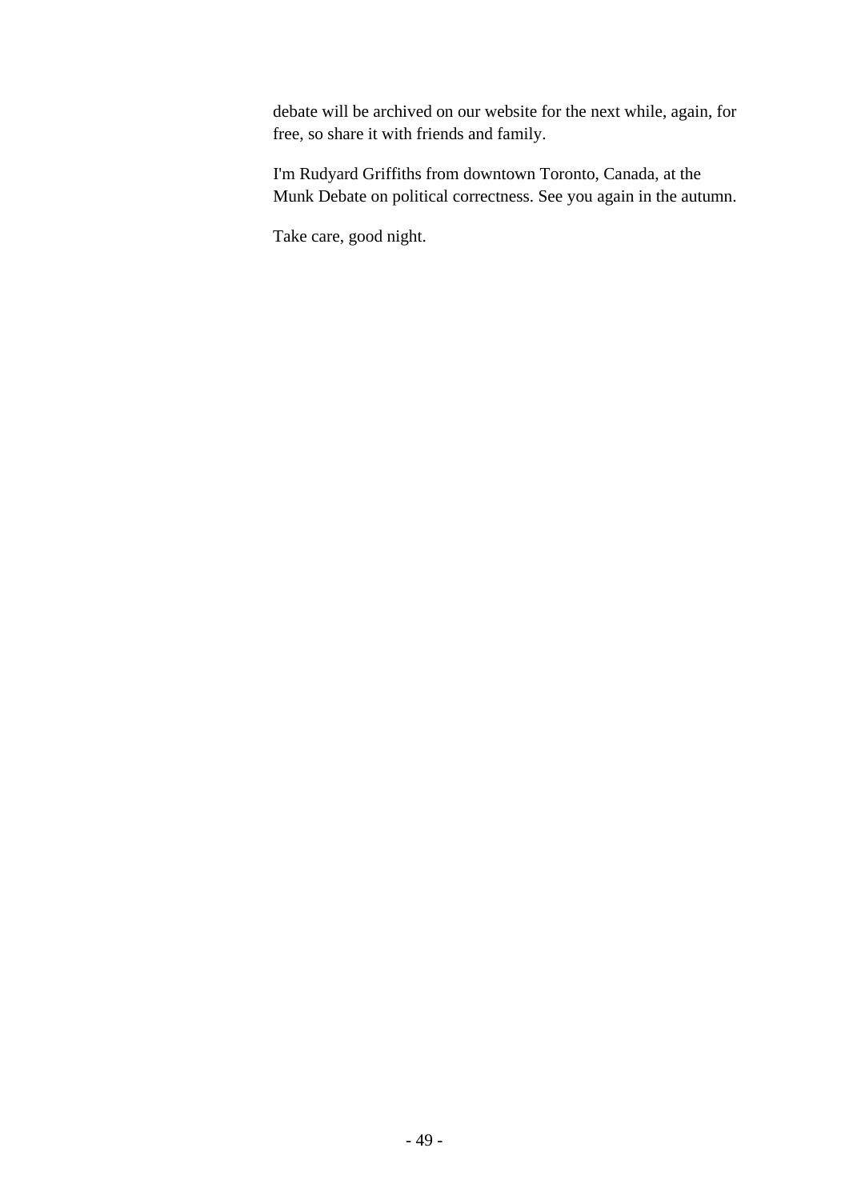debate will be archived on our website for the next while, again, for free, so share it with friends and family.

I'm Rudyard Griffiths from downtown Toronto, Canada, at the Munk Debate on political correctness. See you again in the autumn.

Take care, good night.